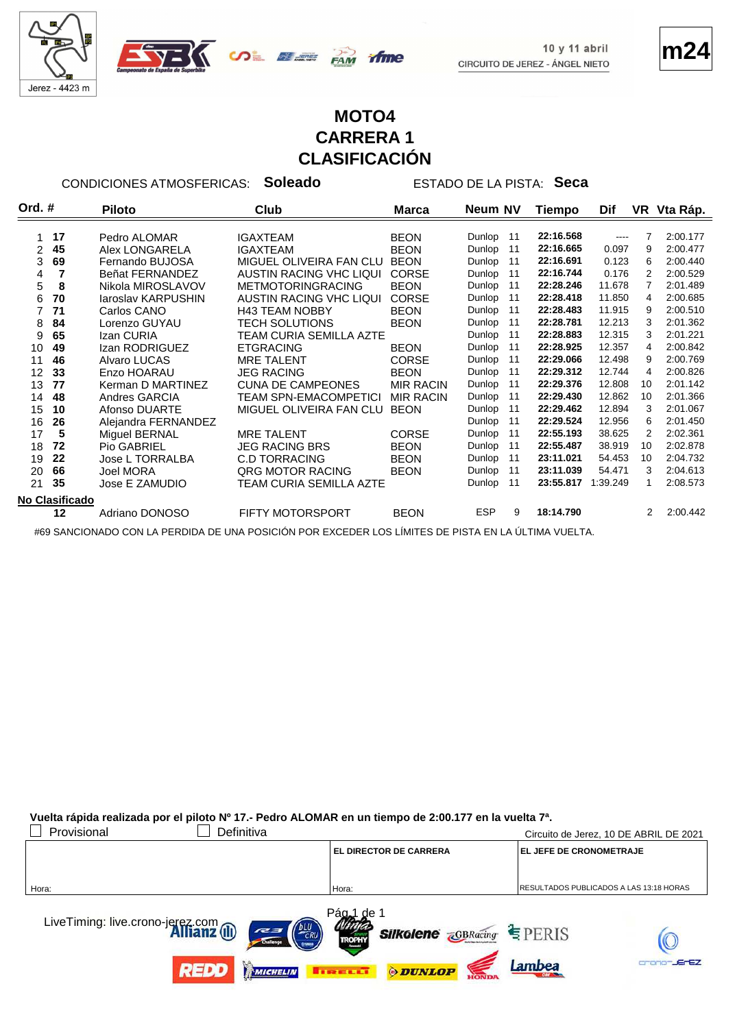Jerez - 4423 m

10 y 11 abril
CIRCUITO DE JEREZ - ÁNGEL NIETO

m24

# MOTO4
# CARRERA 1
# CLASIFICACIÓN

CONDICIONES ATMOSFERICAS: **Soleado** ESTADO DE LA PISTA: **Seca**

| Ord. | # | Piloto | Club | Marca | Neum | NV | Tiempo | Dif | VR | Vta Ráp. |
|---|---|---|---|---|---|---|---|---|---|---|
| 1 | 17 | Pedro ALOMAR | IGAXTEAM | BEON | Dunlop | 11 | 22:16.568 | ---- | 7 | 2:00.177 |
| 2 | 45 | Alex LONGARELA | IGAXTEAM | BEON | Dunlop | 11 | 22:16.665 | 0.097 | 9 | 2:00.477 |
| 3 | 69 | Fernando BUJOSA | MIGUEL OLIVEIRA FAN CLU | BEON | Dunlop | 11 | 22:16.691 | 0.123 | 6 | 2:00.440 |
| 4 | 7 | Beñat FERNANDEZ | AUSTIN RACING VHC LIQUI | CORSE | Dunlop | 11 | 22:16.744 | 0.176 | 2 | 2:00.529 |
| 5 | 8 | Nikola MIROSLAVOV | METMOTORINGRACING | BEON | Dunlop | 11 | 22:28.246 | 11.678 | 7 | 2:01.489 |
| 6 | 70 | Iaroslav KARPUSHIN | AUSTIN RACING VHC LIQUI | CORSE | Dunlop | 11 | 22:28.418 | 11.850 | 4 | 2:00.685 |
| 7 | 71 | Carlos CANO | H43 TEAM NOBBY | BEON | Dunlop | 11 | 22:28.483 | 11.915 | 9 | 2:00.510 |
| 8 | 84 | Lorenzo GUYAU | TECH SOLUTIONS | BEON | Dunlop | 11 | 22:28.781 | 12.213 | 3 | 2:01.362 |
| 9 | 65 | Izan CURIA | TEAM CURIA SEMILLA AZTE | | Dunlop | 11 | 22:28.883 | 12.315 | 3 | 2:01.221 |
| 10 | 49 | Izan RODRIGUEZ | ETGRACING | BEON | Dunlop | 11 | 22:28.925 | 12.357 | 4 | 2:00.842 |
| 11 | 46 | Alvaro LUCAS | MRE TALENT | CORSE | Dunlop | 11 | 22:29.066 | 12.498 | 9 | 2:00.769 |
| 12 | 33 | Enzo HOARAU | JEG RACING | BEON | Dunlop | 11 | 22:29.312 | 12.744 | 4 | 2:00.826 |
| 13 | 77 | Kerman D MARTINEZ | CUNA DE CAMPEONES | MIR RACIN | Dunlop | 11 | 22:29.376 | 12.808 | 10 | 2:01.142 |
| 14 | 48 | Andres GARCIA | TEAM SPN-EMACOMPETICI | MIR RACIN | Dunlop | 11 | 22:29.430 | 12.862 | 10 | 2:01.366 |
| 15 | 10 | Afonso DUARTE | MIGUEL OLIVEIRA FAN CLU | BEON | Dunlop | 11 | 22:29.462 | 12.894 | 3 | 2:01.067 |
| 16 | 26 | Alejandra FERNANDEZ | | | Dunlop | 11 | 22:29.524 | 12.956 | 6 | 2:01.450 |
| 17 | 5 | Miguel BERNAL | MRE TALENT | CORSE | Dunlop | 11 | 22:55.193 | 38.625 | 2 | 2:02.361 |
| 18 | 72 | Pio GABRIEL | JEG RACING BRS | BEON | Dunlop | 11 | 22:55.487 | 38.919 | 10 | 2:02.878 |
| 19 | 22 | Jose L TORRALBA | C.D TORRACING | BEON | Dunlop | 11 | 23:11.021 | 54.453 | 10 | 2:04.732 |
| 20 | 66 | Joel MORA | QRG MOTOR RACING | BEON | Dunlop | 11 | 23:11.039 | 54.471 | 3 | 2:04.613 |
| 21 | 35 | Jose E ZAMUDIO | TEAM CURIA SEMILLA AZTE | | Dunlop | 11 | 23:55.817 | 1:39.249 | 1 | 2:08.573 |
| **No Clasificado** | | | | | | | | | | |
| | 12 | Adriano DONOSO | FIFTY MOTORSPORT | BEON | ESP | 9 | 18:14.790 | | 2 | 2:00.442 |

#69 SANCIONADO CON LA PERDIDA DE UNA POSICIÓN POR EXCEDER LOS LÍMITES DE PISTA EN LA ÚLTIMA VUELTA.

**Vuelta rápida realizada por el piloto Nº 17.- Pedro ALOMAR en un tiempo de 2:00.177 en la vuelta 7ª.**

☐ Provisional ☐ Definitiva

Circuito de Jerez, 10 DE ABRIL DE 2021

| | EL DIRECTOR DE CARRERA | EL JEFE DE CRONOMETRAJE |
|---|---|---|
| Hora: | Hora: | RESULTADOS PUBLICADOS A LAS 13:18 HORAS |

LiveTiming: live.crono-jerez.com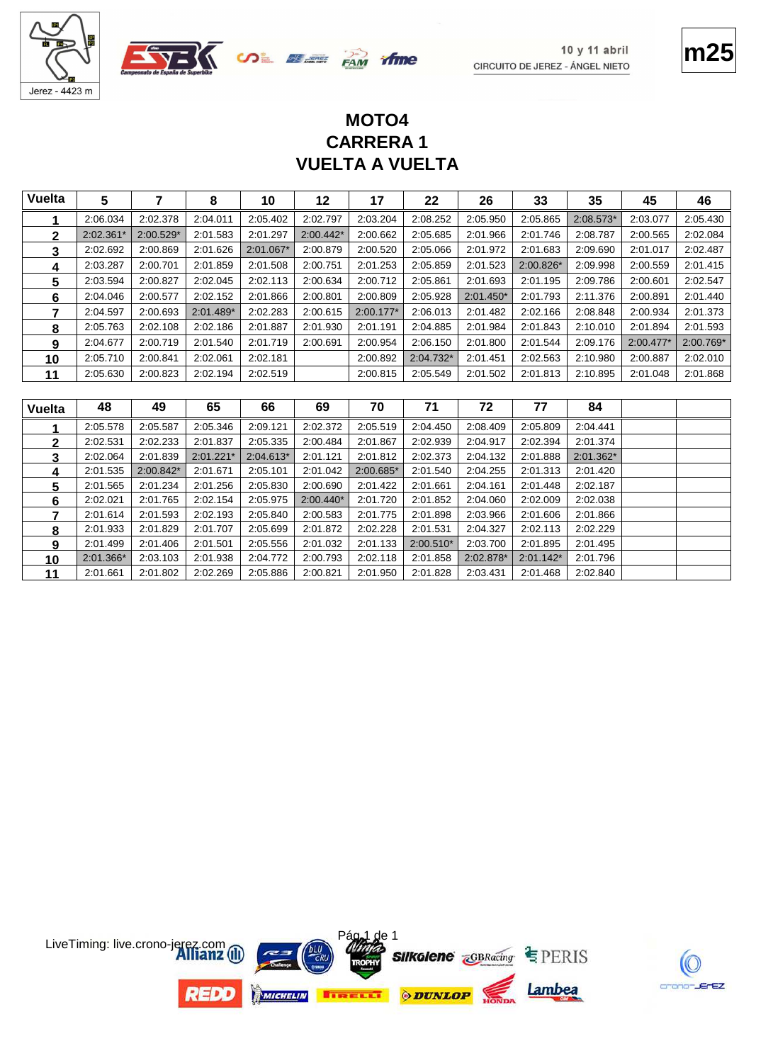# MOTO4
# CARRERA 1
# VUELTA A VUELTA

| Vuelta | 5 | 7 | 8 | 10 | 12 | 17 | 22 | 26 | 33 | 35 | 45 | 46 |
|---|---|---|---|---|---|---|---|---|---|---|---|---|
| 1 | 2:06.034 | 2:02.378 | 2:04.011 | 2:05.402 | 2:02.797 | 2:03.204 | 2:08.252 | 2:05.950 | 2:05.865 | 2:08.573* | 2:03.077 | 2:05.430 |
| 2 | 2:02.361* | 2:00.529* | 2:01.583 | 2:01.297 | 2:00.442* | 2:00.662 | 2:05.685 | 2:01.966 | 2:01.746 | 2:08.787 | 2:00.565 | 2:02.084 |
| 3 | 2:02.692 | 2:00.869 | 2:01.626 | 2:01.067* | 2:00.879 | 2:00.520 | 2:05.066 | 2:01.972 | 2:01.683 | 2:09.690 | 2:01.017 | 2:02.487 |
| 4 | 2:03.287 | 2:00.701 | 2:01.859 | 2:01.508 | 2:00.751 | 2:01.253 | 2:05.859 | 2:01.523 | 2:00.826* | 2:09.998 | 2:00.559 | 2:01.415 |
| 5 | 2:03.594 | 2:00.827 | 2:02.045 | 2:02.113 | 2:00.634 | 2:00.712 | 2:05.861 | 2:01.693 | 2:01.195 | 2:09.786 | 2:00.601 | 2:02.547 |
| 6 | 2:04.046 | 2:00.577 | 2:02.152 | 2:01.866 | 2:00.801 | 2:00.809 | 2:05.928 | 2:01.450* | 2:01.793 | 2:11.376 | 2:00.891 | 2:01.440 |
| 7 | 2:04.597 | 2:00.693 | 2:01.489* | 2:02.283 | 2:00.615 | 2:00.177* | 2:06.013 | 2:01.482 | 2:02.166 | 2:08.848 | 2:00.934 | 2:01.373 |
| 8 | 2:05.763 | 2:02.108 | 2:02.186 | 2:01.887 | 2:01.930 | 2:01.191 | 2:04.885 | 2:01.984 | 2:01.843 | 2:10.010 | 2:01.894 | 2:01.593 |
| 9 | 2:04.677 | 2:00.719 | 2:01.540 | 2:01.719 | 2:00.691 | 2:00.954 | 2:06.150 | 2:01.800 | 2:01.544 | 2:09.176 | 2:00.477* | 2:00.769* |
| 10 | 2:05.710 | 2:00.841 | 2:02.061 | 2:02.181 | | 2:00.892 | 2:04.732* | 2:01.451 | 2:02.563 | 2:10.980 | 2:00.887 | 2:02.010 |
| 11 | 2:05.630 | 2:00.823 | 2:02.194 | 2:02.519 | | 2:00.815 | 2:05.549 | 2:01.502 | 2:01.813 | 2:10.895 | 2:01.048 | 2:01.868 |

| Vuelta | 48 | 49 | 65 | 66 | 69 | 70 | 71 | 72 | 77 | 84 | | |
|---|---|---|---|---|---|---|---|---|---|---|---|---|
| 1 | 2:05.578 | 2:05.587 | 2:05.346 | 2:09.121 | 2:02.372 | 2:05.519 | 2:04.450 | 2:08.409 | 2:05.809 | 2:04.441 | | |
| 2 | 2:02.531 | 2:02.233 | 2:01.837 | 2:05.335 | 2:00.484 | 2:01.867 | 2:02.939 | 2:04.917 | 2:02.394 | 2:01.374 | | |
| 3 | 2:02.064 | 2:01.839 | 2:01.221* | 2:04.613* | 2:01.121 | 2:01.812 | 2:02.373 | 2:04.132 | 2:01.888 | 2:01.362* | | |
| 4 | 2:01.535 | 2:00.842* | 2:01.671 | 2:05.101 | 2:01.042 | 2:00.685* | 2:01.540 | 2:04.255 | 2:01.313 | 2:01.420 | | |
| 5 | 2:01.565 | 2:01.234 | 2:01.256 | 2:05.830 | 2:00.690 | 2:01.422 | 2:01.661 | 2:04.161 | 2:01.448 | 2:02.187 | | |
| 6 | 2:02.021 | 2:01.765 | 2:02.154 | 2:05.975 | 2:00.440* | 2:01.720 | 2:01.852 | 2:04.060 | 2:02.009 | 2:02.038 | | |
| 7 | 2:01.614 | 2:01.593 | 2:02.193 | 2:05.840 | 2:00.583 | 2:01.775 | 2:01.898 | 2:03.966 | 2:01.606 | 2:01.866 | | |
| 8 | 2:01.933 | 2:01.829 | 2:01.707 | 2:05.699 | 2:01.872 | 2:02.228 | 2:01.531 | 2:04.327 | 2:02.113 | 2:02.229 | | |
| 9 | 2:01.499 | 2:01.406 | 2:01.501 | 2:05.556 | 2:01.032 | 2:01.133 | 2:00.510* | 2:03.700 | 2:01.895 | 2:01.495 | | |
| 10 | 2:01.366* | 2:03.103 | 2:01.938 | 2:04.772 | 2:00.793 | 2:02.118 | 2:01.858 | 2:02.878* | 2:01.142* | 2:01.796 | | |
| 11 | 2:01.661 | 2:01.802 | 2:02.269 | 2:05.886 | 2:00.821 | 2:01.950 | 2:01.828 | 2:03.431 | 2:01.468 | 2:02.840 | | |

LiveTiming: live.crono-jerez.com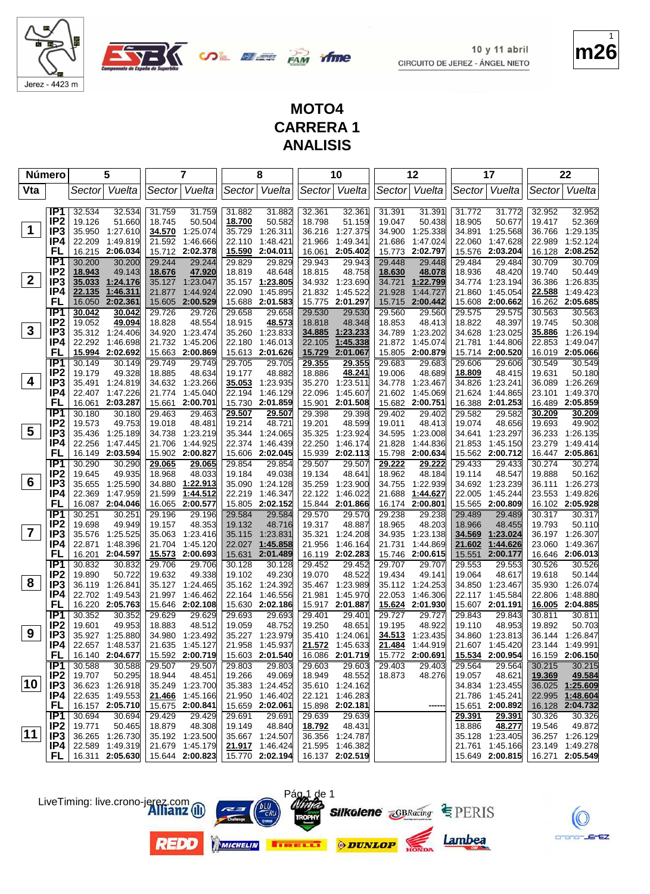# MOTO4
# CARRERA 1
# ANALISIS

Jerez - 4423 m

10 y 11 abril
CIRCUITO DE JEREZ - ÁNGEL NIETO

m26

| Número | | 5 | | 7 | | 8 | | 10 | | 12 | | 17 | | 22 | |
|---|---|---|---|---|---|---|---|---|---|---|---|---|---|---|---|
| Vta | | Sector | Vuelta | Sector | Vuelta | Sector | Vuelta | Sector | Vuelta | Sector | Vuelta | Sector | Vuelta | Sector | Vuelta |
| 1 | IP1 | 32.534 | 32.534 | 31.759 | 31.759 | 31.882 | 31.882 | 32.361 | 32.361 | 31.391 | 31.391 | 31.772 | 31.772 | 32.952 | 32.952 |
| | IP2 | 19.126 | 51.660 | 18.745 | 50.504 | 18.700 | 50.582 | 18.798 | 51.159 | 19.047 | 50.438 | 18.905 | 50.677 | 19.417 | 52.369 |
| | IP3 | 35.950 | 1:27.610 | 34.570 | 1:25.074 | 35.729 | 1:26.311 | 36.216 | 1:27.375 | 34.900 | 1:25.338 | 34.891 | 1:25.568 | 36.766 | 1:29.135 |
| | IP4 | 22.209 | 1:49.819 | 21.592 | 1:46.666 | 22.110 | 1:48.421 | 21.966 | 1:49.341 | 21.686 | 1:47.024 | 22.060 | 1:47.628 | 22.989 | 1:52.124 |
| | FL | 16.215 | 2:06.034 | 15.712 | 2:02.378 | 15.590 | 2:04.011 | 16.061 | 2:05.402 | 15.773 | 2:02.797 | 15.576 | 2:03.204 | 16.128 | 2:08.252 |
| 2 | IP1 | 30.200 | 30.200 | 29.244 | 29.244 | 29.829 | 29.829 | 29.943 | 29.943 | 29.448 | 29.448 | 29.484 | 29.484 | 30.709 | 30.709 |
| | IP2 | 18.943 | 49.143 | 18.676 | 47.920 | 18.819 | 48.648 | 18.815 | 48.758 | 18.630 | 48.078 | 18.936 | 48.420 | 19.740 | 50.449 |
| | IP3 | 35.033 | 1:24.176 | 35.127 | 1:23.047 | 35.157 | 1:23.805 | 34.932 | 1:23.690 | 34.721 | 1:22.799 | 34.774 | 1:23.194 | 36.386 | 1:26.835 |
| | IP4 | 22.135 | 1:46.311 | 21.877 | 1:44.924 | 22.090 | 1:45.895 | 21.832 | 1:45.522 | 21.928 | 1:44.727 | 21.860 | 1:45.054 | 22.588 | 1:49.423 |
| | FL | 16.050 | 2:02.361 | 15.605 | 2:00.529 | 15.688 | 2:01.583 | 15.775 | 2:01.297 | 15.715 | 2:00.442 | 15.608 | 2:00.662 | 16.262 | 2:05.685 |
| 3 | IP1 | 30.042 | 30.042 | 29.726 | 29.726 | 29.658 | 29.658 | 29.530 | 29.530 | 29.560 | 29.560 | 29.575 | 29.575 | 30.563 | 30.563 |
| | IP2 | 19.052 | 49.094 | 18.828 | 48.554 | 18.915 | 48.573 | 18.818 | 48.348 | 18.853 | 48.413 | 18.822 | 48.397 | 19.745 | 50.308 |
| | IP3 | 35.312 | 1:24.406 | 34.920 | 1:23.474 | 35.260 | 1:23.833 | 34.885 | 1:23.233 | 34.789 | 1:23.202 | 34.628 | 1:23.025 | 35.886 | 1:26.194 |
| | IP4 | 22.292 | 1:46.698 | 21.732 | 1:45.206 | 22.180 | 1:46.013 | 22.105 | 1:45.338 | 21.872 | 1:45.074 | 21.781 | 1:44.806 | 22.853 | 1:49.047 |
| | FL | 15.994 | 2:02.692 | 15.663 | 2:00.869 | 15.613 | 2:01.626 | 15.729 | 2:01.067 | 15.805 | 2:00.879 | 15.714 | 2:00.520 | 16.019 | 2:05.066 |
| 4 | IP1 | 30.149 | 30.149 | 29.749 | 29.749 | 29.705 | 29.705 | 29.355 | 29.355 | 29.683 | 29.683 | 29.606 | 29.606 | 30.549 | 30.549 |
| | IP2 | 19.179 | 49.328 | 18.885 | 48.634 | 19.177 | 48.882 | 18.886 | 48.241 | 19.006 | 48.689 | 18.809 | 48.415 | 19.631 | 50.180 |
| | IP3 | 35.491 | 1:24.819 | 34.632 | 1:23.266 | 35.053 | 1:23.935 | 35.270 | 1:23.511 | 34.778 | 1:23.467 | 34.826 | 1:23.241 | 36.089 | 1:26.269 |
| | IP4 | 22.407 | 1:47.226 | 21.774 | 1:45.040 | 22.194 | 1:46.129 | 22.096 | 1:45.607 | 21.602 | 1:45.069 | 21.624 | 1:44.865 | 23.101 | 1:49.370 |
| | FL | 16.061 | 2:03.287 | 15.661 | 2:00.701 | 15.730 | 2:01.859 | 15.901 | 2:01.508 | 15.682 | 2:00.751 | 16.388 | 2:01.253 | 16.489 | 2:05.859 |
| 5 | IP1 | 30.180 | 30.180 | 29.463 | 29.463 | 29.507 | 29.507 | 29.398 | 29.398 | 29.402 | 29.402 | 29.582 | 29.582 | 30.209 | 30.209 |
| | IP2 | 19.573 | 49.753 | 19.018 | 48.481 | 19.214 | 48.721 | 19.201 | 48.599 | 19.011 | 48.413 | 19.074 | 48.656 | 19.693 | 49.902 |
| | IP3 | 35.436 | 1:25.189 | 34.738 | 1:23.219 | 35.344 | 1:24.065 | 35.325 | 1:23.924 | 34.595 | 1:23.008 | 34.641 | 1:23.297 | 36.233 | 1:26.135 |
| | IP4 | 22.256 | 1:47.445 | 21.706 | 1:44.925 | 22.374 | 1:46.439 | 22.250 | 1:46.174 | 21.828 | 1:44.836 | 21.853 | 1:45.150 | 23.279 | 1:49.414 |
| | FL | 16.149 | 2:03.594 | 15.902 | 2:00.827 | 15.606 | 2:02.045 | 15.939 | 2:02.113 | 15.798 | 2:00.634 | 15.562 | 2:00.712 | 16.447 | 2:05.861 |
| 6 | IP1 | 30.290 | 30.290 | 29.065 | 29.065 | 29.854 | 29.854 | 29.507 | 29.507 | 29.222 | 29.222 | 29.433 | 29.433 | 30.274 | 30.274 |
| | IP2 | 19.645 | 49.935 | 18.968 | 48.033 | 19.184 | 49.038 | 19.134 | 48.641 | 18.962 | 48.184 | 19.114 | 48.547 | 19.888 | 50.162 |
| | IP3 | 35.655 | 1:25.590 | 34.880 | 1:22.913 | 35.090 | 1:24.128 | 35.259 | 1:23.900 | 34.755 | 1:22.939 | 34.692 | 1:23.239 | 36.111 | 1:26.273 |
| | IP4 | 22.369 | 1:47.959 | 21.599 | 1:44.512 | 22.219 | 1:46.347 | 22.122 | 1:46.022 | 21.688 | 1:44.627 | 22.005 | 1:45.244 | 23.553 | 1:49.826 |
| | FL | 16.087 | 2:04.046 | 16.065 | 2:00.577 | 15.805 | 2:02.152 | 15.844 | 2:01.866 | 16.174 | 2:00.801 | 15.565 | 2:00.809 | 16.102 | 2:05.928 |
| 7 | IP1 | 30.251 | 30.251 | 29.196 | 29.196 | 29.584 | 29.584 | 29.570 | 29.570 | 29.238 | 29.238 | 29.489 | 29.489 | 30.317 | 30.317 |
| | IP2 | 19.698 | 49.949 | 19.157 | 48.353 | 19.132 | 48.716 | 19.317 | 48.887 | 18.965 | 48.203 | 18.966 | 48.455 | 19.793 | 50.110 |
| | IP3 | 35.576 | 1:25.525 | 35.063 | 1:23.416 | 35.115 | 1:23.831 | 35.321 | 1:24.208 | 34.935 | 1:23.138 | 34.569 | 1:23.024 | 36.197 | 1:26.307 |
| | IP4 | 22.871 | 1:48.396 | 21.704 | 1:45.120 | 22.027 | 1:45.858 | 21.956 | 1:46.164 | 21.731 | 1:44.869 | 21.602 | 1:44.626 | 23.060 | 1:49.367 |
| | FL | 16.201 | 2:04.597 | 15.573 | 2:00.693 | 15.631 | 2:01.489 | 16.119 | 2:02.283 | 15.746 | 2:00.615 | 15.551 | 2:00.177 | 16.646 | 2:06.013 |
| 8 | IP1 | 30.832 | 30.832 | 29.706 | 29.706 | 30.128 | 30.128 | 29.452 | 29.452 | 29.707 | 29.707 | 29.553 | 29.553 | 30.526 | 30.526 |
| | IP2 | 19.890 | 50.722 | 19.632 | 49.338 | 19.102 | 49.230 | 19.070 | 48.522 | 19.434 | 49.141 | 19.064 | 48.617 | 19.618 | 50.144 |
| | IP3 | 36.119 | 1:26.841 | 35.127 | 1:24.465 | 35.162 | 1:24.392 | 35.467 | 1:23.989 | 35.112 | 1:24.253 | 34.850 | 1:23.467 | 35.930 | 1:26.074 |
| | IP4 | 22.702 | 1:49.543 | 21.997 | 1:46.462 | 22.164 | 1:46.556 | 21.981 | 1:45.970 | 22.053 | 1:46.306 | 22.117 | 1:45.584 | 22.806 | 1:48.880 |
| | FL | 16.220 | 2:05.763 | 15.646 | 2:02.108 | 15.630 | 2:02.186 | 15.917 | 2:01.887 | 15.624 | 2:01.930 | 15.607 | 2:01.191 | 16.005 | 2:04.885 |
| 9 | IP1 | 30.352 | 30.352 | 29.629 | 29.629 | 29.693 | 29.693 | 29.401 | 29.401 | 29.727 | 29.727 | 29.843 | 29.843 | 30.811 | 30.811 |
| | IP2 | 19.601 | 49.953 | 18.883 | 48.512 | 19.059 | 48.752 | 19.250 | 48.651 | 19.195 | 48.922 | 19.110 | 48.953 | 19.892 | 50.703 |
| | IP3 | 35.927 | 1:25.880 | 34.980 | 1:23.492 | 35.227 | 1:23.979 | 35.410 | 1:24.061 | 34.513 | 1:23.435 | 34.860 | 1:23.813 | 36.144 | 1:26.847 |
| | IP4 | 22.657 | 1:48.537 | 21.635 | 1:45.127 | 21.958 | 1:45.937 | 21.572 | 1:45.633 | 21.484 | 1:44.919 | 21.607 | 1:45.420 | 23.144 | 1:49.991 |
| | FL | 16.140 | 2:04.677 | 15.592 | 2:00.719 | 15.603 | 2:01.540 | 16.086 | 2:01.719 | 15.772 | 2:00.691 | 15.534 | 2:00.954 | 16.159 | 2:06.150 |
| 10 | IP1 | 30.588 | 30.588 | 29.507 | 29.507 | 29.803 | 29.803 | 29.603 | 29.603 | 29.403 | 29.403 | 29.564 | 29.564 | 30.215 | 30.215 |
| | IP2 | 19.707 | 50.295 | 18.944 | 48.451 | 19.266 | 49.069 | 18.949 | 48.552 | 18.873 | 48.276 | 19.057 | 48.621 | 19.369 | 49.584 |
| | IP3 | 36.623 | 1:26.918 | 35.249 | 1:23.700 | 35.383 | 1:24.452 | 35.610 | 1:24.162 | | | 34.834 | 1:23.455 | 36.025 | 1:25.609 |
| | IP4 | 22.635 | 1:49.553 | 21.466 | 1:45.166 | 21.950 | 1:46.402 | 22.121 | 1:46.283 | | | 21.786 | 1:45.241 | 22.995 | 1:48.604 |
| | FL | 16.157 | 2:05.710 | 15.675 | 2:00.841 | 15.659 | 2:02.061 | 15.898 | 2:02.181 | | ------ | 15.651 | 2:00.892 | 16.128 | 2:04.732 |
| 11 | IP1 | 30.694 | 30.694 | 29.429 | 29.429 | 29.691 | 29.691 | 29.639 | 29.639 | | | 29.391 | 29.391 | 30.326 | 30.326 |
| | IP2 | 19.771 | 50.465 | 18.879 | 48.308 | 19.149 | 48.840 | 18.792 | 48.431 | | | 18.886 | 48.277 | 19.546 | 49.872 |
| | IP3 | 36.265 | 1:26.730 | 35.192 | 1:23.500 | 35.667 | 1:24.507 | 36.356 | 1:24.787 | | | 35.128 | 1:23.405 | 36.257 | 1:26.129 |
| | IP4 | 22.589 | 1:49.319 | 21.679 | 1:45.179 | 21.917 | 1:46.424 | 21.595 | 1:46.382 | | | 21.761 | 1:45.166 | 23.149 | 1:49.278 |
| | FL | 16.311 | 2:05.630 | 15.644 | 2:00.823 | 15.770 | 2:02.194 | 16.137 | 2:02.519 | | | 15.649 | 2:00.815 | 16.271 | 2:05.549 |

LiveTiming: live.crono-jerez.com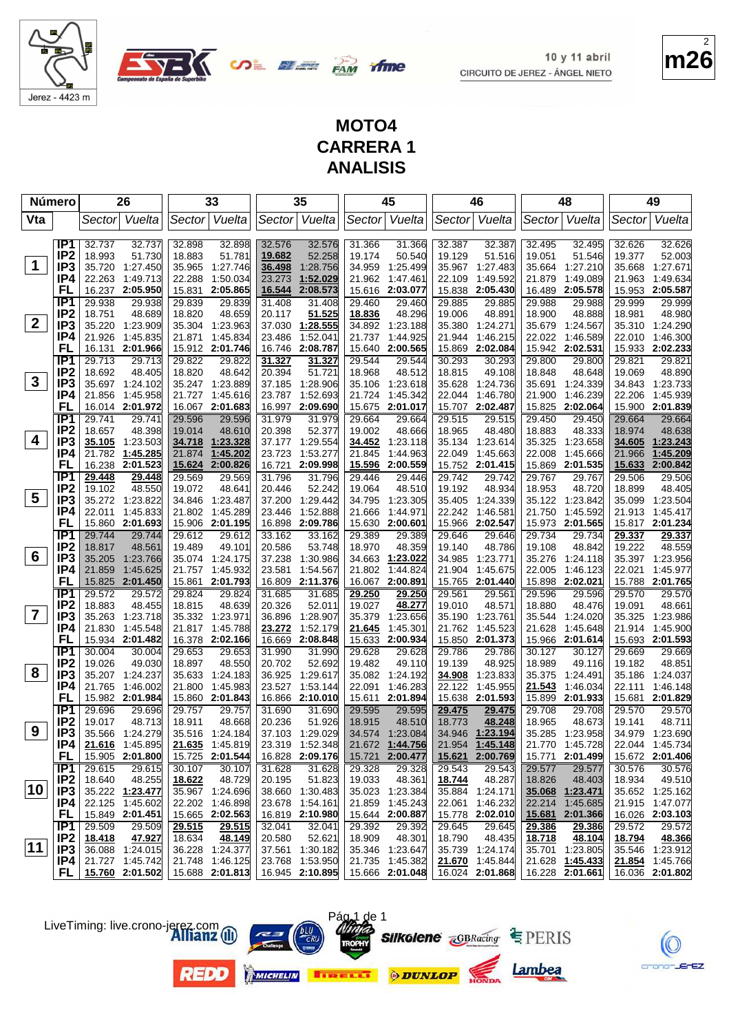10 y 11 abril
CIRCUITO DE JEREZ - ÁNGEL NIETO

# MOTO4
# CARRERA 1
# ANALISIS

| Vta | | 26 Sector | 26 Vuelta | 33 Sector | 33 Vuelta | 35 Sector | 35 Vuelta | 45 Sector | 45 Vuelta | 46 Sector | 46 Vuelta | 48 Sector | 48 Vuelta | 49 Sector | 49 Vuelta |
|---|---|---|---|---|---|---|---|---|---|---|---|---|---|---|---|
| 1 | IP1 | 32.737 | 32.737 | 32.898 | 32.898 | 32.576 | 32.576 | 31.366 | 31.366 | 32.387 | 32.387 | 32.495 | 32.495 | 32.626 | 32.626 |
| | IP2 | 18.993 | 51.730 | 18.883 | 51.781 | 19.682 | 52.258 | 19.174 | 50.540 | 19.129 | 51.516 | 19.051 | 51.546 | 19.377 | 52.003 |
| | IP3 | 35.720 | 1:27.450 | 35.965 | 1:27.746 | 36.498 | 1:28.756 | 34.959 | 1:25.499 | 35.967 | 1:27.483 | 35.664 | 1:27.210 | 35.668 | 1:27.671 |
| | IP4 | 22.263 | 1:49.713 | 22.288 | 1:50.034 | 23.273 | 1:52.029 | 21.962 | 1:47.461 | 22.109 | 1:49.592 | 21.879 | 1:49.089 | 21.963 | 1:49.634 |
| | FL | 16.237 | 2:05.950 | 15.831 | 2:05.865 | 16.544 | 2:08.573 | 15.616 | 2:03.077 | 15.838 | 2:05.430 | 16.489 | 2:05.578 | 15.953 | 2:05.587 |
| 2 | IP1 | 29.938 | 29.938 | 29.839 | 29.839 | 31.408 | 31.408 | 29.460 | 29.460 | 29.885 | 29.885 | 29.988 | 29.988 | 29.999 | 29.999 |
| | IP2 | 18.751 | 48.689 | 18.820 | 48.659 | 20.117 | 51.525 | 18.836 | 48.296 | 19.006 | 48.891 | 18.900 | 48.888 | 18.981 | 48.980 |
| | IP3 | 35.220 | 1:23.909 | 35.304 | 1:23.963 | 37.030 | 1:28.555 | 34.892 | 1:23.188 | 35.380 | 1:24.271 | 35.679 | 1:24.567 | 35.310 | 1:24.290 |
| | IP4 | 21.926 | 1:45.835 | 21.871 | 1:45.834 | 23.486 | 1:52.041 | 21.737 | 1:44.925 | 21.944 | 1:46.215 | 22.022 | 1:46.589 | 22.010 | 1:46.300 |
| | FL | 16.131 | 2:01.966 | 15.912 | 2:01.746 | 16.746 | 2:08.787 | 15.640 | 2:00.565 | 15.869 | 2:02.084 | 15.942 | 2:02.531 | 15.933 | 2:02.233 |
| 3 | IP1 | 29.713 | 29.713 | 29.822 | 29.822 | 31.327 | 31.327 | 29.544 | 29.544 | 30.293 | 30.293 | 29.800 | 29.800 | 29.821 | 29.821 |
| | IP2 | 18.692 | 48.405 | 18.820 | 48.642 | 20.394 | 51.721 | 18.968 | 48.512 | 18.815 | 49.108 | 18.848 | 48.648 | 19.069 | 48.890 |
| | IP3 | 35.697 | 1:24.102 | 35.247 | 1:23.889 | 37.185 | 1:28.906 | 35.106 | 1:23.618 | 35.628 | 1:24.736 | 35.691 | 1:24.339 | 34.843 | 1:23.733 |
| | IP4 | 21.856 | 1:45.958 | 21.727 | 1:45.616 | 23.787 | 1:52.693 | 21.724 | 1:45.342 | 22.044 | 1:46.780 | 21.900 | 1:46.239 | 22.206 | 1:45.939 |
| | FL | 16.014 | 2:01.972 | 16.067 | 2:01.683 | 16.997 | 2:09.690 | 15.675 | 2:01.017 | 15.707 | 2:02.487 | 15.825 | 2:02.064 | 15.900 | 2:01.839 |
| 4 | IP1 | 29.741 | 29.741 | 29.596 | 29.596 | 31.979 | 31.979 | 29.664 | 29.664 | 29.515 | 29.515 | 29.450 | 29.450 | 29.664 | 29.664 |
| | IP2 | 18.657 | 48.398 | 19.014 | 48.610 | 20.398 | 52.377 | 19.002 | 48.666 | 18.965 | 48.480 | 18.883 | 48.333 | 18.974 | 48.638 |
| | IP3 | 35.105 | 1:23.503 | 34.718 | 1:23.328 | 37.177 | 1:29.554 | 34.452 | 1:23.118 | 35.134 | 1:23.614 | 35.325 | 1:23.658 | 34.605 | 1:23.243 |
| | IP4 | 21.782 | 1:45.285 | 21.874 | 1:45.202 | 23.723 | 1:53.277 | 21.845 | 1:44.963 | 22.049 | 1:45.663 | 22.008 | 1:45.666 | 21.966 | 1:45.209 |
| | FL | 16.238 | 2:01.523 | 15.624 | 2:00.826 | 16.721 | 2:09.998 | 15.596 | 2:00.559 | 15.752 | 2:01.415 | 15.869 | 2:01.535 | 15.633 | 2:00.842 |
| 5 | IP1 | 29.448 | 29.448 | 29.569 | 29.569 | 31.796 | 31.796 | 29.446 | 29.446 | 29.742 | 29.742 | 29.767 | 29.767 | 29.506 | 29.506 |
| | IP2 | 19.102 | 48.550 | 19.072 | 48.641 | 20.446 | 52.242 | 19.064 | 48.510 | 19.192 | 48.934 | 18.953 | 48.720 | 18.899 | 48.405 |
| | IP3 | 35.272 | 1:23.822 | 34.846 | 1:23.487 | 37.200 | 1:29.442 | 34.795 | 1:23.305 | 35.405 | 1:24.339 | 35.122 | 1:23.842 | 35.099 | 1:23.504 |
| | IP4 | 22.011 | 1:45.833 | 21.802 | 1:45.289 | 23.446 | 1:52.888 | 21.666 | 1:44.971 | 22.242 | 1:46.581 | 21.750 | 1:45.592 | 21.913 | 1:45.417 |
| | FL | 15.860 | 2:01.693 | 15.906 | 2:01.195 | 16.898 | 2:09.786 | 15.630 | 2:00.601 | 15.966 | 2:02.547 | 15.973 | 2:01.565 | 15.817 | 2:01.234 |
| 6 | IP1 | 29.744 | 29.744 | 29.612 | 29.612 | 33.162 | 33.162 | 29.389 | 29.389 | 29.646 | 29.646 | 29.734 | 29.734 | 29.337 | 29.337 |
| | IP2 | 18.817 | 48.561 | 19.489 | 49.101 | 20.586 | 53.748 | 18.970 | 48.359 | 19.140 | 48.786 | 19.108 | 48.842 | 19.222 | 48.559 |
| | IP3 | 35.205 | 1:23.766 | 35.074 | 1:24.175 | 37.238 | 1:30.986 | 34.663 | 1:23.022 | 34.985 | 1:23.771 | 35.276 | 1:24.118 | 35.397 | 1:23.956 |
| | IP4 | 21.859 | 1:45.625 | 21.757 | 1:45.932 | 23.581 | 1:54.567 | 21.802 | 1:44.824 | 21.904 | 1:45.675 | 22.005 | 1:46.123 | 22.021 | 1:45.977 |
| | FL | 15.825 | 2:01.450 | 15.861 | 2:01.793 | 16.809 | 2:11.376 | 16.067 | 2:00.891 | 15.765 | 2:01.440 | 15.898 | 2:02.021 | 15.788 | 2:01.765 |
| 7 | IP1 | 29.572 | 29.572 | 29.824 | 29.824 | 31.685 | 31.685 | 29.250 | 29.250 | 29.561 | 29.561 | 29.596 | 29.596 | 29.570 | 29.570 |
| | IP2 | 18.883 | 48.455 | 18.815 | 48.639 | 20.326 | 52.011 | 19.027 | 48.277 | 19.010 | 48.571 | 18.880 | 48.476 | 19.091 | 48.661 |
| | IP3 | 35.263 | 1:23.718 | 35.332 | 1:23.971 | 36.896 | 1:28.907 | 35.379 | 1:23.656 | 35.190 | 1:23.761 | 35.544 | 1:24.020 | 35.325 | 1:23.986 |
| | IP4 | 21.830 | 1:45.548 | 21.817 | 1:45.788 | 23.272 | 1:52.179 | 21.645 | 1:45.301 | 21.762 | 1:45.523 | 21.628 | 1:45.648 | 21.914 | 1:45.900 |
| | FL | 15.934 | 2:01.482 | 16.378 | 2:02.166 | 16.669 | 2:08.848 | 15.633 | 2:00.934 | 15.850 | 2:01.373 | 15.966 | 2:01.614 | 15.693 | 2:01.593 |
| 8 | IP1 | 30.004 | 30.004 | 29.653 | 29.653 | 31.990 | 31.990 | 29.628 | 29.628 | 29.786 | 29.786 | 30.127 | 30.127 | 29.669 | 29.669 |
| | IP2 | 19.026 | 49.030 | 18.897 | 48.550 | 20.702 | 52.692 | 19.482 | 49.110 | 19.139 | 48.925 | 18.989 | 49.116 | 19.182 | 48.851 |
| | IP3 | 35.207 | 1:24.237 | 35.633 | 1:24.183 | 36.925 | 1:29.617 | 35.082 | 1:24.192 | 34.908 | 1:23.833 | 35.375 | 1:24.491 | 35.186 | 1:24.037 |
| | IP4 | 21.765 | 1:46.002 | 21.800 | 1:45.983 | 23.527 | 1:53.144 | 22.091 | 1:46.283 | 22.122 | 1:45.955 | 21.543 | 1:46.034 | 22.111 | 1:46.148 |
| | FL | 15.982 | 2:01.984 | 15.860 | 2:01.843 | 16.866 | 2:10.010 | 15.611 | 2:01.894 | 15.638 | 2:01.593 | 15.899 | 2:01.933 | 15.681 | 2:01.829 |
| 9 | IP1 | 29.696 | 29.696 | 29.757 | 29.757 | 31.690 | 31.690 | 29.595 | 29.595 | 29.475 | 29.475 | 29.708 | 29.708 | 29.570 | 29.570 |
| | IP2 | 19.017 | 48.713 | 18.911 | 48.668 | 20.236 | 51.926 | 18.915 | 48.510 | 18.773 | 48.248 | 18.965 | 48.673 | 19.141 | 48.711 |
| | IP3 | 35.566 | 1:24.279 | 35.516 | 1:24.184 | 37.103 | 1:29.029 | 34.574 | 1:23.084 | 34.946 | 1:23.194 | 35.285 | 1:23.958 | 34.979 | 1:23.690 |
| | IP4 | 21.616 | 1:45.895 | 21.635 | 1:45.819 | 23.319 | 1:52.348 | 21.672 | 1:44.756 | 21.954 | 1:45.148 | 21.770 | 1:45.728 | 22.044 | 1:45.734 |
| | FL | 15.905 | 2:01.800 | 15.725 | 2:01.544 | 16.828 | 2:09.176 | 15.721 | 2:00.477 | 15.621 | 2:00.769 | 15.771 | 2:01.499 | 15.672 | 2:01.406 |
| 10 | IP1 | 29.615 | 29.615 | 30.107 | 30.107 | 31.628 | 31.628 | 29.328 | 29.328 | 29.543 | 29.543 | 29.577 | 29.577 | 30.576 | 30.576 |
| | IP2 | 18.640 | 48.255 | 18.622 | 48.729 | 20.195 | 51.823 | 19.033 | 48.361 | 18.744 | 48.287 | 18.826 | 48.403 | 18.934 | 49.510 |
| | IP3 | 35.222 | 1:23.477 | 35.967 | 1:24.696 | 38.660 | 1:30.483 | 35.023 | 1:23.384 | 35.884 | 1:24.171 | 35.068 | 1:23.471 | 35.652 | 1:25.162 |
| | IP4 | 22.125 | 1:45.602 | 22.202 | 1:46.898 | 23.678 | 1:54.161 | 21.859 | 1:45.243 | 22.061 | 1:46.232 | 22.214 | 1:45.685 | 21.915 | 1:47.077 |
| | FL | 15.849 | 2:01.451 | 15.665 | 2:02.563 | 16.819 | 2:10.980 | 15.644 | 2:00.887 | 15.778 | 2:02.010 | 15.681 | 2:01.366 | 16.026 | 2:03.103 |
| 11 | IP1 | 29.509 | 29.509 | 29.515 | 29.515 | 32.041 | 32.041 | 29.392 | 29.392 | 29.645 | 29.645 | 29.386 | 29.386 | 29.572 | 29.572 |
| | IP2 | 18.418 | 47.927 | 18.634 | 48.149 | 20.580 | 52.621 | 18.909 | 48.301 | 18.790 | 48.435 | 18.718 | 48.104 | 18.794 | 48.366 |
| | IP3 | 36.088 | 1:24.015 | 36.228 | 1:24.377 | 37.561 | 1:30.182 | 35.346 | 1:23.647 | 35.739 | 1:24.174 | 35.701 | 1:23.805 | 35.546 | 1:23.912 |
| | IP4 | 21.727 | 1:45.742 | 21.748 | 1:46.125 | 23.768 | 1:53.950 | 21.735 | 1:45.382 | 21.670 | 1:45.844 | 21.628 | 1:45.433 | 21.854 | 1:45.766 |
| | FL | 15.760 | 2:01.502 | 15.688 | 2:01.813 | 16.945 | 2:10.895 | 15.666 | 2:01.048 | 16.024 | 2:01.868 | 16.228 | 2:01.661 | 16.036 | 2:01.802 |

LiveTiming: live.crono-jerez.com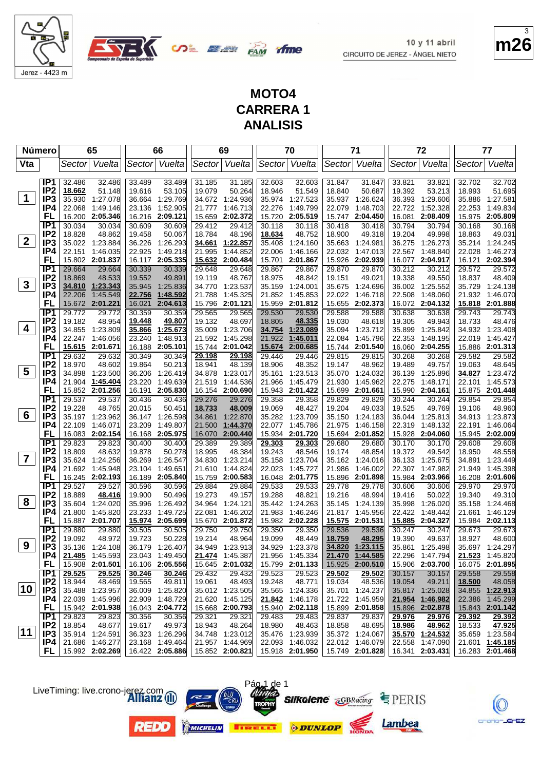Jerez - 4423 m

10 y 11 abril
CIRCUITO DE JEREZ - ÁNGEL NIETO

m26

# MOTO4
# CARRERA 1
# ANALISIS

| Número | | 65 | | 66 | | 69 | | 70 | | 71 | | 72 | | 77 | |
|---|---|---|---|---|---|---|---|---|---|---|---|---|---|---|---|
| Vta | | Sector | Vuelta | Sector | Vuelta | Sector | Vuelta | Sector | Vuelta | Sector | Vuelta | Sector | Vuelta | Sector | Vuelta |
| 1 | IP1 | 32.486 | 32.486 | 33.489 | 33.489 | 31.185 | 31.185 | 32.603 | 32.603 | 31.847 | 31.847 | 33.821 | 33.821 | 32.702 | 32.702 |
| | IP2 | 18.662 | 51.148 | 19.616 | 53.105 | 19.079 | 50.264 | 18.946 | 51.549 | 18.840 | 50.687 | 19.392 | 53.213 | 18.993 | 51.695 |
| | IP3 | 35.930 | 1:27.078 | 36.664 | 1:29.769 | 34.672 | 1:24.936 | 35.974 | 1:27.523 | 35.937 | 1:26.624 | 36.393 | 1:29.606 | 35.886 | 1:27.581 |
| | IP4 | 22.068 | 1:49.146 | 23.136 | 1:52.905 | 21.777 | 1:46.713 | 22.276 | 1:49.799 | 22.079 | 1:48.703 | 22.722 | 1:52.328 | 22.253 | 1:49.834 |
| | FL | 16.200 | 2:05.346 | 16.216 | 2:09.121 | 15.659 | 2:02.372 | 15.720 | 2:05.519 | 15.747 | 2:04.450 | 16.081 | 2:08.409 | 15.975 | 2:05.809 |
| 2 | IP1 | 30.034 | 30.034 | 30.609 | 30.609 | 29.412 | 29.412 | 30.118 | 30.118 | 30.418 | 30.418 | 30.794 | 30.794 | 30.168 | 30.168 |
| | IP2 | 18.828 | 48.862 | 19.458 | 50.067 | 18.784 | 48.196 | 18.634 | 48.752 | 18.900 | 49.318 | 19.204 | 49.998 | 18.863 | 49.031 |
| | IP3 | 35.022 | 1:23.884 | 36.226 | 1:26.293 | 34.661 | 1:22.857 | 35.408 | 1:24.160 | 35.663 | 1:24.981 | 36.275 | 1:26.273 | 35.214 | 1:24.245 |
| | IP4 | 22.151 | 1:46.035 | 22.925 | 1:49.218 | 21.995 | 1:44.852 | 22.006 | 1:46.166 | 22.032 | 1:47.013 | 22.567 | 1:48.840 | 22.028 | 1:46.273 |
| | FL | 15.802 | 2:01.837 | 16.117 | 2:05.335 | 15.632 | 2:00.484 | 15.701 | 2:01.867 | 15.926 | 2:02.939 | 16.077 | 2:04.917 | 16.121 | 2:02.394 |
| 3 | IP1 | 29.664 | 29.664 | 30.339 | 30.339 | 29.648 | 29.648 | 29.867 | 29.867 | 29.870 | 29.870 | 30.212 | 30.212 | 29.572 | 29.572 |
| | IP2 | 18.869 | 48.533 | 19.552 | 49.891 | 19.119 | 48.767 | 18.975 | 48.842 | 19.151 | 49.021 | 19.338 | 49.550 | 18.837 | 48.409 |
| | IP3 | 34.810 | 1:23.343 | 35.945 | 1:25.836 | 34.770 | 1:23.537 | 35.159 | 1:24.001 | 35.675 | 1:24.696 | 36.002 | 1:25.552 | 35.729 | 1:24.138 |
| | IP4 | 22.206 | 1:45.549 | 22.756 | 1:48.592 | 21.788 | 1:45.325 | 21.852 | 1:45.853 | 22.022 | 1:46.718 | 22.508 | 1:48.060 | 21.932 | 1:46.070 |
| | FL | 15.672 | 2:01.221 | 16.021 | 2:04.613 | 15.796 | 2:01.121 | 15.959 | 2:01.812 | 15.655 | 2:02.373 | 16.072 | 2:04.132 | 15.818 | 2:01.888 |
| 4 | IP1 | 29.772 | 29.772 | 30.359 | 30.359 | 29.565 | 29.565 | 29.530 | 29.530 | 29.588 | 29.588 | 30.638 | 30.638 | 29.743 | 29.743 |
| | IP2 | 19.182 | 48.954 | 19.448 | 49.807 | 19.132 | 48.697 | 18.805 | 48.335 | 19.030 | 48.618 | 19.305 | 49.943 | 18.733 | 48.476 |
| | IP3 | 34.855 | 1:23.809 | 35.866 | 1:25.673 | 35.009 | 1:23.706 | 34.754 | 1:23.089 | 35.094 | 1:23.712 | 35.899 | 1:25.842 | 34.932 | 1:23.408 |
| | IP4 | 22.247 | 1:46.056 | 23.240 | 1:48.913 | 21.592 | 1:45.298 | 21.922 | 1:45.011 | 22.084 | 1:45.796 | 22.353 | 1:48.195 | 22.019 | 1:45.427 |
| | FL | 15.615 | 2:01.671 | 16.188 | 2:05.101 | 15.744 | 2:01.042 | 15.674 | 2:00.685 | 15.744 | 2:01.540 | 16.060 | 2:04.255 | 15.886 | 2:01.313 |
| 5 | IP1 | 29.632 | 29.632 | 30.349 | 30.349 | 29.198 | 29.198 | 29.446 | 29.446 | 29.815 | 29.815 | 30.268 | 30.268 | 29.582 | 29.582 |
| | IP2 | 18.970 | 48.602 | 19.864 | 50.213 | 18.941 | 48.139 | 18.906 | 48.352 | 19.147 | 48.962 | 19.489 | 49.757 | 19.063 | 48.645 |
| | IP3 | 34.898 | 1:23.500 | 36.206 | 1:26.419 | 34.878 | 1:23.017 | 35.161 | 1:23.513 | 35.070 | 1:24.032 | 36.139 | 1:25.896 | 34.827 | 1:23.472 |
| | IP4 | 21.904 | 1:45.404 | 23.220 | 1:49.639 | 21.519 | 1:44.536 | 21.966 | 1:45.479 | 21.930 | 1:45.962 | 22.275 | 1:48.171 | 22.101 | 1:45.573 |
| | FL | 15.852 | 2:01.256 | 16.191 | 2:05.830 | 16.154 | 2:00.690 | 15.943 | 2:01.422 | 15.699 | 2:01.661 | 15.990 | 2:04.161 | 15.875 | 2:01.448 |
| 6 | IP1 | 29.537 | 29.537 | 30.436 | 30.436 | 29.276 | 29.276 | 29.358 | 29.358 | 29.829 | 29.829 | 30.244 | 30.244 | 29.854 | 29.854 |
| | IP2 | 19.228 | 48.765 | 20.015 | 50.451 | 18.733 | 48.009 | 19.069 | 48.427 | 19.204 | 49.033 | 19.525 | 49.769 | 19.106 | 48.960 |
| | IP3 | 35.197 | 1:23.962 | 36.147 | 1:26.598 | 34.861 | 1:22.870 | 35.282 | 1:23.709 | 35.150 | 1:24.183 | 36.044 | 1:25.813 | 34.913 | 1:23.873 |
| | IP4 | 22.109 | 1:46.071 | 23.209 | 1:49.807 | 21.500 | 1:44.370 | 22.077 | 1:45.786 | 21.975 | 1:46.158 | 22.319 | 1:48.132 | 22.191 | 1:46.064 |
| | FL | 16.083 | 2:02.154 | 16.168 | 2:05.975 | 16.070 | 2:00.440 | 15.934 | 2:01.720 | 15.694 | 2:01.852 | 15.928 | 2:04.060 | 15.945 | 2:02.009 |
| 7 | IP1 | 29.823 | 29.823 | 30.400 | 30.400 | 29.389 | 29.389 | 29.303 | 29.303 | 29.680 | 29.680 | 30.170 | 30.170 | 29.608 | 29.608 |
| | IP2 | 18.809 | 48.632 | 19.878 | 50.278 | 18.995 | 48.384 | 19.243 | 48.546 | 19.174 | 48.854 | 19.372 | 49.542 | 18.950 | 48.558 |
| | IP3 | 35.624 | 1:24.256 | 36.269 | 1:26.547 | 34.830 | 1:23.214 | 35.158 | 1:23.704 | 35.162 | 1:24.016 | 36.133 | 1:25.675 | 34.891 | 1:23.449 |
| | IP4 | 21.692 | 1:45.948 | 23.104 | 1:49.651 | 21.610 | 1:44.824 | 22.023 | 1:45.727 | 21.986 | 1:46.002 | 22.307 | 1:47.982 | 21.949 | 1:45.398 |
| | FL | 16.245 | 2:02.193 | 16.189 | 2:05.840 | 15.759 | 2:00.583 | 16.048 | 2:01.775 | 15.896 | 2:01.898 | 15.984 | 2:03.966 | 16.208 | 2:01.606 |
| 8 | IP1 | 29.527 | 29.527 | 30.596 | 30.596 | 29.884 | 29.884 | 29.533 | 29.533 | 29.778 | 29.778 | 30.606 | 30.606 | 29.970 | 29.970 |
| | IP2 | 18.889 | 48.416 | 19.900 | 50.496 | 19.273 | 49.157 | 19.288 | 48.821 | 19.216 | 48.994 | 19.416 | 50.022 | 19.340 | 49.310 |
| | IP3 | 35.604 | 1:24.020 | 35.996 | 1:26.492 | 34.964 | 1:24.121 | 35.442 | 1:24.263 | 35.145 | 1:24.139 | 35.998 | 1:26.020 | 35.158 | 1:24.468 |
| | IP4 | 21.800 | 1:45.820 | 23.233 | 1:49.725 | 22.081 | 1:46.202 | 21.983 | 1:46.246 | 21.817 | 1:45.956 | 22.422 | 1:48.442 | 21.661 | 1:46.129 |
| | FL | 15.887 | 2:01.707 | 15.974 | 2:05.699 | 15.670 | 2:01.872 | 15.976 | 2:02.228 | 15.575 | 2:01.531 | 15.885 | 2:04.327 | 15.984 | 2:02.113 |
| 9 | IP1 | 29.880 | 29.880 | 30.505 | 30.505 | 29.750 | 29.750 | 29.350 | 29.350 | 29.536 | 29.536 | 30.247 | 30.247 | 29.673 | 29.673 |
| | IP2 | 19.092 | 48.972 | 19.723 | 50.228 | 19.214 | 48.964 | 19.099 | 48.449 | 18.759 | 48.295 | 19.390 | 49.637 | 18.927 | 48.600 |
| | IP3 | 35.136 | 1:24.108 | 36.179 | 1:26.407 | 34.949 | 1:23.913 | 34.929 | 1:23.378 | 34.820 | 1:23.115 | 35.861 | 1:25.498 | 35.697 | 1:24.297 |
| | IP4 | 21.485 | 1:45.593 | 23.043 | 1:49.450 | 21.474 | 1:45.387 | 21.956 | 1:45.334 | 21.470 | 1:44.585 | 22.296 | 1:47.794 | 21.523 | 1:45.820 |
| | FL | 15.908 | 2:01.501 | 16.106 | 2:05.556 | 15.645 | 2:01.032 | 15.799 | 2:01.133 | 15.925 | 2:00.510 | 15.906 | 2:03.700 | 16.075 | 2:01.895 |
| 10 | IP1 | 29.525 | 29.525 | 30.246 | 30.246 | 29.432 | 29.432 | 29.523 | 29.523 | 29.502 | 29.502 | 30.157 | 30.157 | 29.558 | 29.558 |
| | IP2 | 18.944 | 48.469 | 19.565 | 49.811 | 19.061 | 48.493 | 19.248 | 48.771 | 19.034 | 48.536 | 19.054 | 49.211 | 18.500 | 48.058 |
| | IP3 | 35.488 | 1:23.957 | 36.009 | 1:25.820 | 35.012 | 1:23.505 | 35.565 | 1:24.336 | 35.701 | 1:24.237 | 35.817 | 1:25.028 | 34.855 | 1:22.913 |
| | IP4 | 22.039 | 1:45.996 | 22.909 | 1:48.729 | 21.620 | 1:45.125 | 21.842 | 1:46.178 | 21.722 | 1:45.959 | 21.954 | 1:46.982 | 22.386 | 1:45.299 |
| | FL | 15.942 | 2:01.938 | 16.043 | 2:04.772 | 15.668 | 2:00.793 | 15.940 | 2:02.118 | 15.899 | 2:01.858 | 15.896 | 2:02.878 | 15.843 | 2:01.142 |
| 11 | IP1 | 29.823 | 29.823 | 30.356 | 30.356 | 29.321 | 29.321 | 29.483 | 29.483 | 29.837 | 29.837 | 29.976 | 29.976 | 29.392 | 29.392 |
| | IP2 | 18.854 | 48.677 | 19.617 | 49.973 | 18.943 | 48.264 | 18.980 | 48.463 | 18.858 | 48.695 | 18.986 | 48.962 | 18.533 | 47.925 |
| | IP3 | 35.914 | 1:24.591 | 36.323 | 1:26.296 | 34.748 | 1:23.012 | 35.476 | 1:23.939 | 35.372 | 1:24.067 | 35.570 | 1:24.532 | 35.659 | 1:23.584 |
| | IP4 | 21.686 | 1:46.277 | 23.168 | 1:49.464 | 21.957 | 1:44.969 | 22.093 | 1:46.032 | 22.012 | 1:46.079 | 22.558 | 1:47.090 | 21.601 | 1:45.185 |
| | FL | 15.992 | 2:02.269 | 16.422 | 2:05.886 | 15.852 | 2:00.821 | 15.918 | 2:01.950 | 15.749 | 2:01.828 | 16.341 | 2:03.431 | 16.283 | 2:01.468 |

LiveTiming: live.crono-jerez.com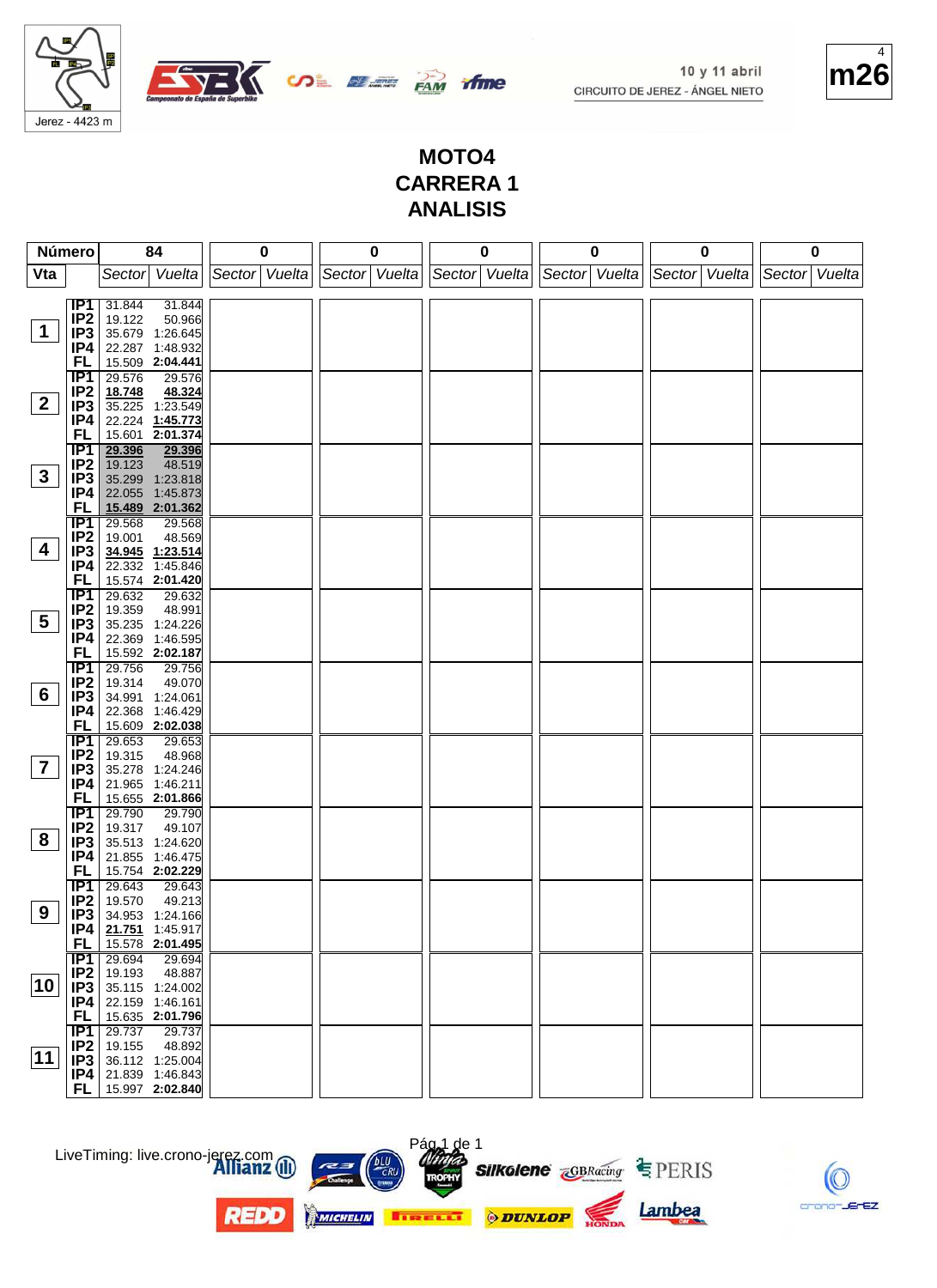10 y 11 abril
CIRCUITO DE JEREZ - ÁNGEL NIETO

Jerez - 4423 m

# MOTO4
# CARRERA 1
# ANALISIS

| Número | | 84 | | 0 | | 0 | | 0 | | 0 | | 0 | | 0 | |
|---|---|---|---|---|---|---|---|---|---|---|---|---|---|---|---|
| Vta | | Sector | Vuelta | Sector | Vuelta | Sector | Vuelta | Sector | Vuelta | Sector | Vuelta | Sector | Vuelta | Sector | Vuelta |
| 1 | IP1 | 31.844 | 31.844 | | | | | | | | | | | | |
| | IP2 | 19.122 | 50.966 | | | | | | | | | | | | |
| | IP3 | 35.679 | 1:26.645 | | | | | | | | | | | | |
| | IP4 | 22.287 | 1:48.932 | | | | | | | | | | | | |
| | FL | 15.509 | **2:04.441** | | | | | | | | | | | | |
| 2 | IP1 | 29.576 | 29.576 | | | | | | | | | | | | |
| | IP2 | 18.748 | 48.324 | | | | | | | | | | | | |
| | IP3 | 35.225 | 1:23.549 | | | | | | | | | | | | |
| | IP4 | 22.224 | 1:45.773 | | | | | | | | | | | | |
| | FL | 15.601 | **2:01.374** | | | | | | | | | | | | |
| 3 | IP1 | 29.396 | 29.396 | | | | | | | | | | | | |
| | IP2 | 19.123 | 48.519 | | | | | | | | | | | | |
| | IP3 | 35.299 | 1:23.818 | | | | | | | | | | | | |
| | IP4 | 22.055 | 1:45.873 | | | | | | | | | | | | |
| | FL | 15.489 | **2:01.362** | | | | | | | | | | | | |
| 4 | IP1 | 29.568 | 29.568 | | | | | | | | | | | | |
| | IP2 | 19.001 | 48.569 | | | | | | | | | | | | |
| | IP3 | 34.945 | 1:23.514 | | | | | | | | | | | | |
| | IP4 | 22.332 | 1:45.846 | | | | | | | | | | | | |
| | FL | 15.574 | **2:01.420** | | | | | | | | | | | | |
| 5 | IP1 | 29.632 | 29.632 | | | | | | | | | | | | |
| | IP2 | 19.359 | 48.991 | | | | | | | | | | | | |
| | IP3 | 35.235 | 1:24.226 | | | | | | | | | | | | |
| | IP4 | 22.369 | 1:46.595 | | | | | | | | | | | | |
| | FL | 15.592 | **2:02.187** | | | | | | | | | | | | |
| 6 | IP1 | 29.756 | 29.756 | | | | | | | | | | | | |
| | IP2 | 19.314 | 49.070 | | | | | | | | | | | | |
| | IP3 | 34.991 | 1:24.061 | | | | | | | | | | | | |
| | IP4 | 22.368 | 1:46.429 | | | | | | | | | | | | |
| | FL | 15.609 | **2:02.038** | | | | | | | | | | | | |
| 7 | IP1 | 29.653 | 29.653 | | | | | | | | | | | | |
| | IP2 | 19.315 | 48.968 | | | | | | | | | | | | |
| | IP3 | 35.278 | 1:24.246 | | | | | | | | | | | | |
| | IP4 | 21.965 | 1:46.211 | | | | | | | | | | | | |
| | FL | 15.655 | **2:01.866** | | | | | | | | | | | | |
| 8 | IP1 | 29.790 | 29.790 | | | | | | | | | | | | |
| | IP2 | 19.317 | 49.107 | | | | | | | | | | | | |
| | IP3 | 35.513 | 1:24.620 | | | | | | | | | | | | |
| | IP4 | 21.855 | 1:46.475 | | | | | | | | | | | | |
| | FL | 15.754 | **2:02.229** | | | | | | | | | | | | |
| 9 | IP1 | 29.643 | 29.643 | | | | | | | | | | | | |
| | IP2 | 19.570 | 49.213 | | | | | | | | | | | | |
| | IP3 | 34.953 | 1:24.166 | | | | | | | | | | | | |
| | IP4 | 21.751 | 1:45.917 | | | | | | | | | | | | |
| | FL | 15.578 | **2:01.495** | | | | | | | | | | | | |
| 10 | IP1 | 29.694 | 29.694 | | | | | | | | | | | | |
| | IP2 | 19.193 | 48.887 | | | | | | | | | | | | |
| | IP3 | 35.115 | 1:24.002 | | | | | | | | | | | | |
| | IP4 | 22.159 | 1:46.161 | | | | | | | | | | | | |
| | FL | 15.635 | **2:01.796** | | | | | | | | | | | | |
| 11 | IP1 | 29.737 | 29.737 | | | | | | | | | | | | |
| | IP2 | 19.155 | 48.892 | | | | | | | | | | | | |
| | IP3 | 36.112 | 1:25.004 | | | | | | | | | | | | |
| | IP4 | 21.839 | 1:46.843 | | | | | | | | | | | | |
| | FL | 15.997 | **2:02.840** | | | | | | | | | | | | |

LiveTiming: live.crono-jerez.com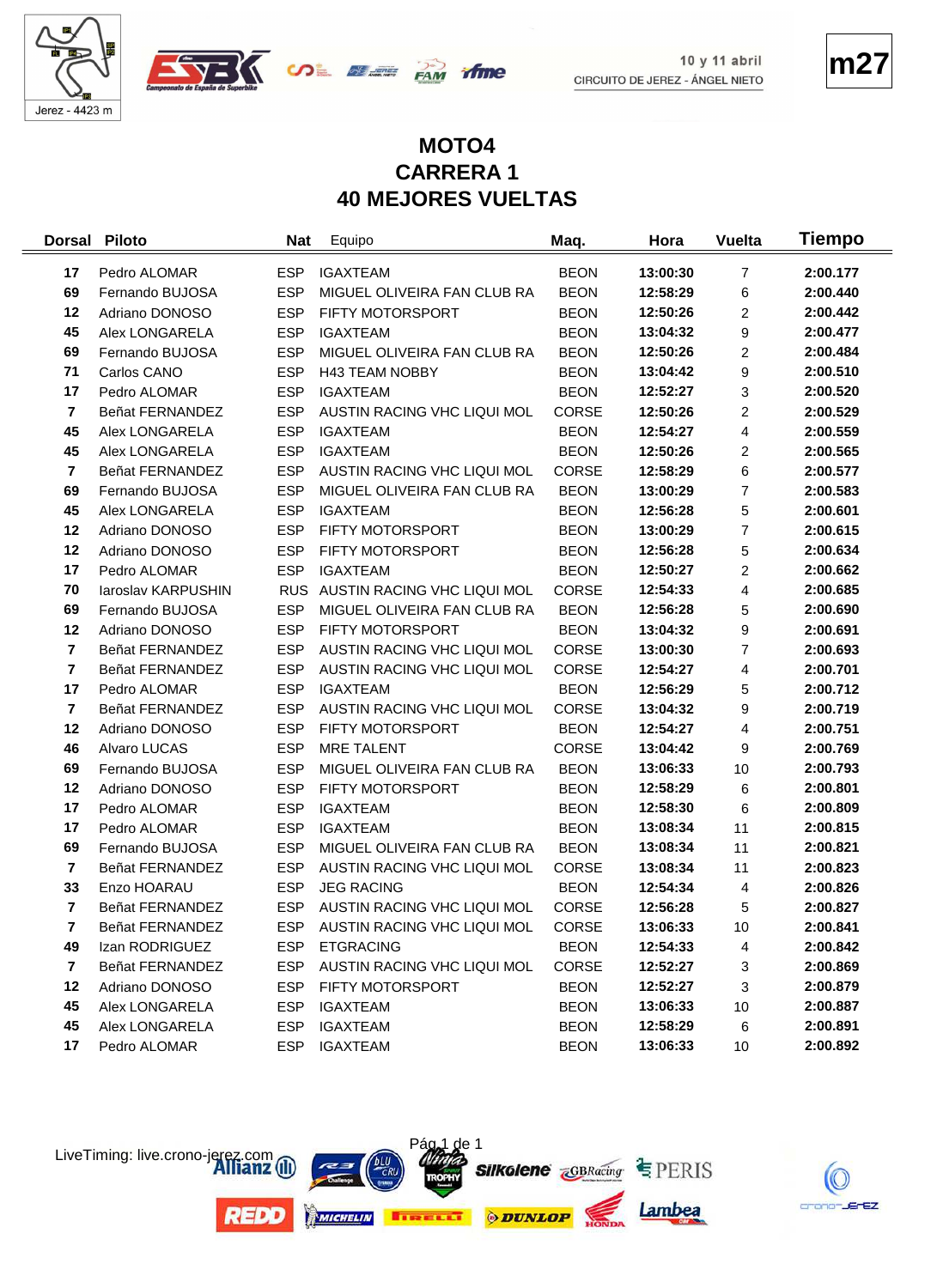10 y 11 abril
CIRCUITO DE JEREZ - ÁNGEL NIETO

**m27**

Jerez - 4423 m

# MOTO4
# CARRERA 1
# 40 MEJORES VUELTAS

| Dorsal | Piloto | Nat | Equipo | Maq. | Hora | Vuelta | Tiempo |
|---|---|---|---|---|---|---|---|
| 17 | Pedro ALOMAR | ESP | IGAXTEAM | BEON | 13:00:30 | 7 | 2:00.177 |
| 69 | Fernando BUJOSA | ESP | MIGUEL OLIVEIRA FAN CLUB RA | BEON | 12:58:29 | 6 | 2:00.440 |
| 12 | Adriano DONOSO | ESP | FIFTY MOTORSPORT | BEON | 12:50:26 | 2 | 2:00.442 |
| 45 | Alex LONGARELA | ESP | IGAXTEAM | BEON | 13:04:32 | 9 | 2:00.477 |
| 69 | Fernando BUJOSA | ESP | MIGUEL OLIVEIRA FAN CLUB RA | BEON | 12:50:26 | 2 | 2:00.484 |
| 71 | Carlos CANO | ESP | H43 TEAM NOBBY | BEON | 13:04:42 | 9 | 2:00.510 |
| 17 | Pedro ALOMAR | ESP | IGAXTEAM | BEON | 12:52:27 | 3 | 2:00.520 |
| 7 | Beñat FERNANDEZ | ESP | AUSTIN RACING VHC LIQUI MOL | CORSE | 12:50:26 | 2 | 2:00.529 |
| 45 | Alex LONGARELA | ESP | IGAXTEAM | BEON | 12:54:27 | 4 | 2:00.559 |
| 45 | Alex LONGARELA | ESP | IGAXTEAM | BEON | 12:50:26 | 2 | 2:00.565 |
| 7 | Beñat FERNANDEZ | ESP | AUSTIN RACING VHC LIQUI MOL | CORSE | 12:58:29 | 6 | 2:00.577 |
| 69 | Fernando BUJOSA | ESP | MIGUEL OLIVEIRA FAN CLUB RA | BEON | 13:00:29 | 7 | 2:00.583 |
| 45 | Alex LONGARELA | ESP | IGAXTEAM | BEON | 12:56:28 | 5 | 2:00.601 |
| 12 | Adriano DONOSO | ESP | FIFTY MOTORSPORT | BEON | 13:00:29 | 7 | 2:00.615 |
| 12 | Adriano DONOSO | ESP | FIFTY MOTORSPORT | BEON | 12:56:28 | 5 | 2:00.634 |
| 17 | Pedro ALOMAR | ESP | IGAXTEAM | BEON | 12:50:27 | 2 | 2:00.662 |
| 70 | Iaroslav KARPUSHIN | RUS | AUSTIN RACING VHC LIQUI MOL | CORSE | 12:54:33 | 4 | 2:00.685 |
| 69 | Fernando BUJOSA | ESP | MIGUEL OLIVEIRA FAN CLUB RA | BEON | 12:56:28 | 5 | 2:00.690 |
| 12 | Adriano DONOSO | ESP | FIFTY MOTORSPORT | BEON | 13:04:32 | 9 | 2:00.691 |
| 7 | Beñat FERNANDEZ | ESP | AUSTIN RACING VHC LIQUI MOL | CORSE | 13:00:30 | 7 | 2:00.693 |
| 7 | Beñat FERNANDEZ | ESP | AUSTIN RACING VHC LIQUI MOL | CORSE | 12:54:27 | 4 | 2:00.701 |
| 17 | Pedro ALOMAR | ESP | IGAXTEAM | BEON | 12:56:29 | 5 | 2:00.712 |
| 7 | Beñat FERNANDEZ | ESP | AUSTIN RACING VHC LIQUI MOL | CORSE | 13:04:32 | 9 | 2:00.719 |
| 12 | Adriano DONOSO | ESP | FIFTY MOTORSPORT | BEON | 12:54:27 | 4 | 2:00.751 |
| 46 | Alvaro LUCAS | ESP | MRE TALENT | CORSE | 13:04:42 | 9 | 2:00.769 |
| 69 | Fernando BUJOSA | ESP | MIGUEL OLIVEIRA FAN CLUB RA | BEON | 13:06:33 | 10 | 2:00.793 |
| 12 | Adriano DONOSO | ESP | FIFTY MOTORSPORT | BEON | 12:58:29 | 6 | 2:00.801 |
| 17 | Pedro ALOMAR | ESP | IGAXTEAM | BEON | 12:58:30 | 6 | 2:00.809 |
| 17 | Pedro ALOMAR | ESP | IGAXTEAM | BEON | 13:08:34 | 11 | 2:00.815 |
| 69 | Fernando BUJOSA | ESP | MIGUEL OLIVEIRA FAN CLUB RA | BEON | 13:08:34 | 11 | 2:00.821 |
| 7 | Beñat FERNANDEZ | ESP | AUSTIN RACING VHC LIQUI MOL | CORSE | 13:08:34 | 11 | 2:00.823 |
| 33 | Enzo HOARAU | ESP | JEG RACING | BEON | 12:54:34 | 4 | 2:00.826 |
| 7 | Beñat FERNANDEZ | ESP | AUSTIN RACING VHC LIQUI MOL | CORSE | 12:56:28 | 5 | 2:00.827 |
| 7 | Beñat FERNANDEZ | ESP | AUSTIN RACING VHC LIQUI MOL | CORSE | 13:06:33 | 10 | 2:00.841 |
| 49 | Izan RODRIGUEZ | ESP | ETGRACING | BEON | 12:54:33 | 4 | 2:00.842 |
| 7 | Beñat FERNANDEZ | ESP | AUSTIN RACING VHC LIQUI MOL | CORSE | 12:52:27 | 3 | 2:00.869 |
| 12 | Adriano DONOSO | ESP | FIFTY MOTORSPORT | BEON | 12:52:27 | 3 | 2:00.879 |
| 45 | Alex LONGARELA | ESP | IGAXTEAM | BEON | 13:06:33 | 10 | 2:00.887 |
| 45 | Alex LONGARELA | ESP | IGAXTEAM | BEON | 12:58:29 | 6 | 2:00.891 |
| 17 | Pedro ALOMAR | ESP | IGAXTEAM | BEON | 13:06:33 | 10 | 2:00.892 |

LiveTiming: live.crono-jerez.com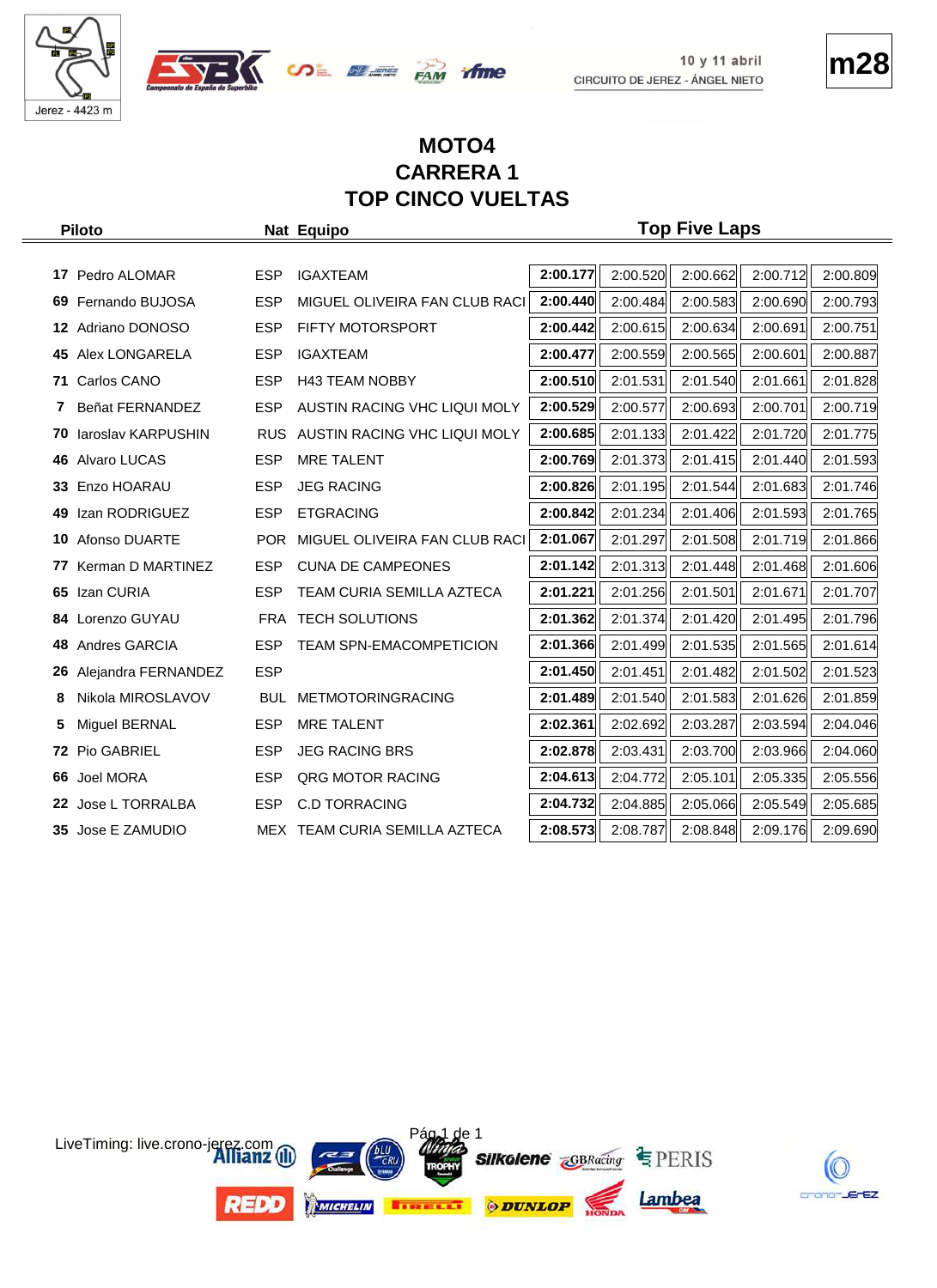10 y 11 abril
CIRCUITO DE JEREZ - ÁNGEL NIETO

Jerez - 4423 m

**m28**

# MOTO4
# CARRERA 1
# TOP CINCO VUELTAS

| | Piloto | Nat | Equipo | Top Five Laps | | | | |
|---|---|---|---|---|---|---|---|---|
| 17 | Pedro ALOMAR | ESP | IGAXTEAM | **2:00.177** | 2:00.520 | 2:00.662 | 2:00.712 | 2:00.809 |
| 69 | Fernando BUJOSA | ESP | MIGUEL OLIVEIRA FAN CLUB RACI | **2:00.440** | 2:00.484 | 2:00.583 | 2:00.690 | 2:00.793 |
| 12 | Adriano DONOSO | ESP | FIFTY MOTORSPORT | **2:00.442** | 2:00.615 | 2:00.634 | 2:00.691 | 2:00.751 |
| 45 | Alex LONGARELA | ESP | IGAXTEAM | **2:00.477** | 2:00.559 | 2:00.565 | 2:00.601 | 2:00.887 |
| 71 | Carlos CANO | ESP | H43 TEAM NOBBY | **2:00.510** | 2:01.531 | 2:01.540 | 2:01.661 | 2:01.828 |
| 7 | Beñat FERNANDEZ | ESP | AUSTIN RACING VHC LIQUI MOLY | **2:00.529** | 2:00.577 | 2:00.693 | 2:00.701 | 2:00.719 |
| 70 | Iaroslav KARPUSHIN | RUS | AUSTIN RACING VHC LIQUI MOLY | **2:00.685** | 2:01.133 | 2:01.422 | 2:01.720 | 2:01.775 |
| 46 | Alvaro LUCAS | ESP | MRE TALENT | **2:00.769** | 2:01.373 | 2:01.415 | 2:01.440 | 2:01.593 |
| 33 | Enzo HOARAU | ESP | JEG RACING | **2:00.826** | 2:01.195 | 2:01.544 | 2:01.683 | 2:01.746 |
| 49 | Izan RODRIGUEZ | ESP | ETGRACING | **2:00.842** | 2:01.234 | 2:01.406 | 2:01.593 | 2:01.765 |
| 10 | Afonso DUARTE | POR | MIGUEL OLIVEIRA FAN CLUB RACI | **2:01.067** | 2:01.297 | 2:01.508 | 2:01.719 | 2:01.866 |
| 77 | Kerman D MARTINEZ | ESP | CUNA DE CAMPEONES | **2:01.142** | 2:01.313 | 2:01.448 | 2:01.468 | 2:01.606 |
| 65 | Izan CURIA | ESP | TEAM CURIA SEMILLA AZTECA | **2:01.221** | 2:01.256 | 2:01.501 | 2:01.671 | 2:01.707 |
| 84 | Lorenzo GUYAU | FRA | TECH SOLUTIONS | **2:01.362** | 2:01.374 | 2:01.420 | 2:01.495 | 2:01.796 |
| 48 | Andres GARCIA | ESP | TEAM SPN-EMACOMPETICION | **2:01.366** | 2:01.499 | 2:01.535 | 2:01.565 | 2:01.614 |
| 26 | Alejandra FERNANDEZ | ESP | | **2:01.450** | 2:01.451 | 2:01.482 | 2:01.502 | 2:01.523 |
| 8 | Nikola MIROSLAVOV | BUL | METMOTORINGRACING | **2:01.489** | 2:01.540 | 2:01.583 | 2:01.626 | 2:01.859 |
| 5 | Miguel BERNAL | ESP | MRE TALENT | **2:02.361** | 2:02.692 | 2:03.287 | 2:03.594 | 2:04.046 |
| 72 | Pio GABRIEL | ESP | JEG RACING BRS | **2:02.878** | 2:03.431 | 2:03.700 | 2:03.966 | 2:04.060 |
| 66 | Joel MORA | ESP | QRG MOTOR RACING | **2:04.613** | 2:04.772 | 2:05.101 | 2:05.335 | 2:05.556 |
| 22 | Jose L TORRALBA | ESP | C.D TORRACING | **2:04.732** | 2:04.885 | 2:05.066 | 2:05.549 | 2:05.685 |
| 35 | Jose E ZAMUDIO | MEX | TEAM CURIA SEMILLA AZTECA | **2:08.573** | 2:08.787 | 2:08.848 | 2:09.176 | 2:09.690 |

LiveTiming: live.crono-jerez.com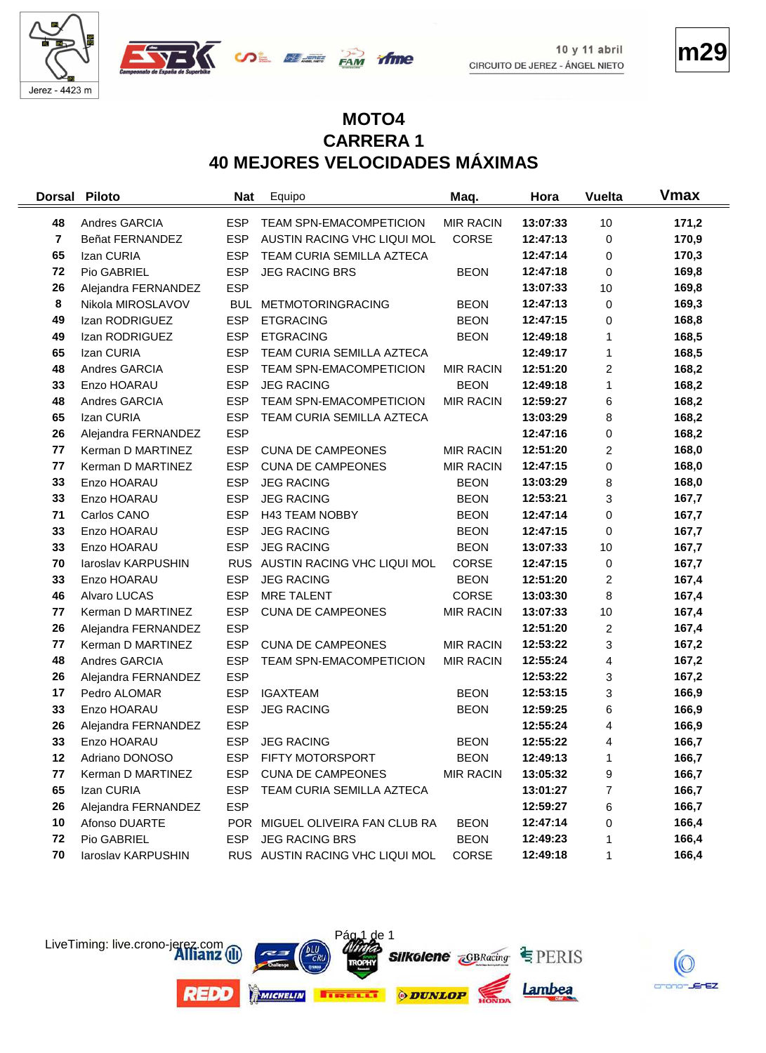10 y 11 abril
CIRCUITO DE JEREZ - ÁNGEL NIETO

m29

# MOTO4
# CARRERA 1
# 40 MEJORES VELOCIDADES MÁXIMAS

| Dorsal | Piloto | Nat | Equipo | Maq. | Hora | Vuelta | Vmax |
|---|---|---|---|---|---|---|---|
| 48 | Andres GARCIA | ESP | TEAM SPN-EMACOMPETICION | MIR RACIN | 13:07:33 | 10 | 171,2 |
| 7 | Beñat FERNANDEZ | ESP | AUSTIN RACING VHC LIQUI MOL | CORSE | 12:47:13 | 0 | 170,9 |
| 65 | Izan CURIA | ESP | TEAM CURIA SEMILLA AZTECA | | 12:47:14 | 0 | 170,3 |
| 72 | Pio GABRIEL | ESP | JEG RACING BRS | BEON | 12:47:18 | 0 | 169,8 |
| 26 | Alejandra FERNANDEZ | ESP | | | 13:07:33 | 10 | 169,8 |
| 8 | Nikola MIROSLAVOV | BUL | METMOTORINGRACING | BEON | 12:47:13 | 0 | 169,3 |
| 49 | Izan RODRIGUEZ | ESP | ETGRACING | BEON | 12:47:15 | 0 | 168,8 |
| 49 | Izan RODRIGUEZ | ESP | ETGRACING | BEON | 12:49:18 | 1 | 168,5 |
| 65 | Izan CURIA | ESP | TEAM CURIA SEMILLA AZTECA | | 12:49:17 | 1 | 168,5 |
| 48 | Andres GARCIA | ESP | TEAM SPN-EMACOMPETICION | MIR RACIN | 12:51:20 | 2 | 168,2 |
| 33 | Enzo HOARAU | ESP | JEG RACING | BEON | 12:49:18 | 1 | 168,2 |
| 48 | Andres GARCIA | ESP | TEAM SPN-EMACOMPETICION | MIR RACIN | 12:59:27 | 6 | 168,2 |
| 65 | Izan CURIA | ESP | TEAM CURIA SEMILLA AZTECA | | 13:03:29 | 8 | 168,2 |
| 26 | Alejandra FERNANDEZ | ESP | | | 12:47:16 | 0 | 168,2 |
| 77 | Kerman D MARTINEZ | ESP | CUNA DE CAMPEONES | MIR RACIN | 12:51:20 | 2 | 168,0 |
| 77 | Kerman D MARTINEZ | ESP | CUNA DE CAMPEONES | MIR RACIN | 12:47:15 | 0 | 168,0 |
| 33 | Enzo HOARAU | ESP | JEG RACING | BEON | 13:03:29 | 8 | 168,0 |
| 33 | Enzo HOARAU | ESP | JEG RACING | BEON | 12:53:21 | 3 | 167,7 |
| 71 | Carlos CANO | ESP | H43 TEAM NOBBY | BEON | 12:47:14 | 0 | 167,7 |
| 33 | Enzo HOARAU | ESP | JEG RACING | BEON | 12:47:15 | 0 | 167,7 |
| 33 | Enzo HOARAU | ESP | JEG RACING | BEON | 13:07:33 | 10 | 167,7 |
| 70 | Iaroslav KARPUSHIN | RUS | AUSTIN RACING VHC LIQUI MOL | CORSE | 12:47:15 | 0 | 167,7 |
| 33 | Enzo HOARAU | ESP | JEG RACING | BEON | 12:51:20 | 2 | 167,4 |
| 46 | Alvaro LUCAS | ESP | MRE TALENT | CORSE | 13:03:30 | 8 | 167,4 |
| 77 | Kerman D MARTINEZ | ESP | CUNA DE CAMPEONES | MIR RACIN | 13:07:33 | 10 | 167,4 |
| 26 | Alejandra FERNANDEZ | ESP | | | 12:51:20 | 2 | 167,4 |
| 77 | Kerman D MARTINEZ | ESP | CUNA DE CAMPEONES | MIR RACIN | 12:53:22 | 3 | 167,2 |
| 48 | Andres GARCIA | ESP | TEAM SPN-EMACOMPETICION | MIR RACIN | 12:55:24 | 4 | 167,2 |
| 26 | Alejandra FERNANDEZ | ESP | | | 12:53:22 | 3 | 167,2 |
| 17 | Pedro ALOMAR | ESP | IGAXTEAM | BEON | 12:53:15 | 3 | 166,9 |
| 33 | Enzo HOARAU | ESP | JEG RACING | BEON | 12:59:25 | 6 | 166,9 |
| 26 | Alejandra FERNANDEZ | ESP | | | 12:55:24 | 4 | 166,9 |
| 33 | Enzo HOARAU | ESP | JEG RACING | BEON | 12:55:22 | 4 | 166,7 |
| 12 | Adriano DONOSO | ESP | FIFTY MOTORSPORT | BEON | 12:49:13 | 1 | 166,7 |
| 77 | Kerman D MARTINEZ | ESP | CUNA DE CAMPEONES | MIR RACIN | 13:05:32 | 9 | 166,7 |
| 65 | Izan CURIA | ESP | TEAM CURIA SEMILLA AZTECA | | 13:01:27 | 7 | 166,7 |
| 26 | Alejandra FERNANDEZ | ESP | | | 12:59:27 | 6 | 166,7 |
| 10 | Afonso DUARTE | POR | MIGUEL OLIVEIRA FAN CLUB RA | BEON | 12:47:14 | 0 | 166,4 |
| 72 | Pio GABRIEL | ESP | JEG RACING BRS | BEON | 12:49:23 | 1 | 166,4 |
| 70 | Iaroslav KARPUSHIN | RUS | AUSTIN RACING VHC LIQUI MOL | CORSE | 12:49:18 | 1 | 166,4 |

LiveTiming: live.crono-jerez.com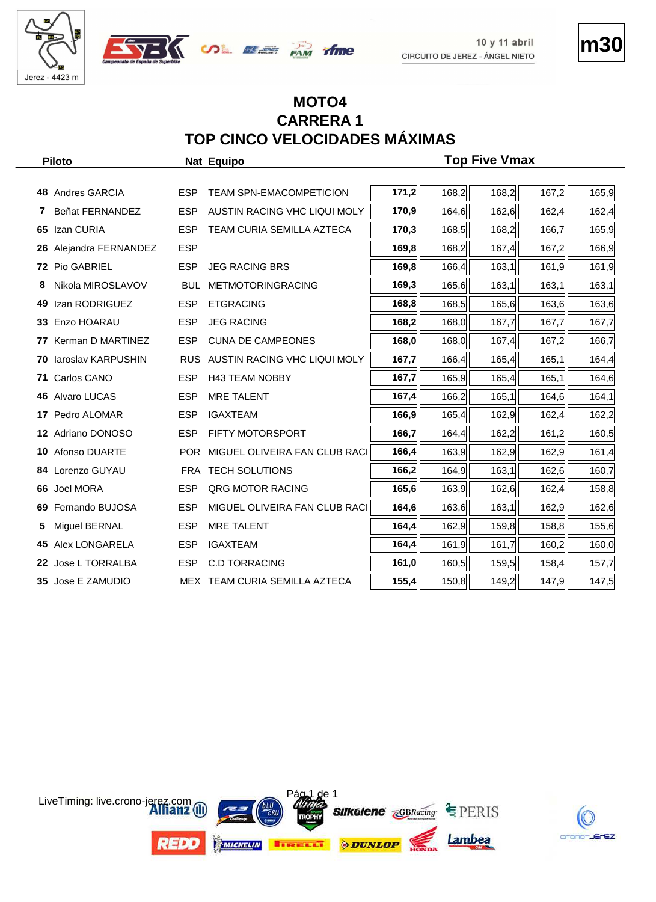# MOTO4
## CARRERA 1
## TOP CINCO VELOCIDADES MÁXIMAS

10 y 11 abril
CIRCUITO DE JEREZ - ÁNGEL NIETO

m30

| Piloto | | Nat | Equipo | Top Five Vmax | | | | |
|---|---|---|---|---|---|---|---|---|
| 48 | Andres GARCIA | ESP | TEAM SPN-EMACOMPETICION | **171,2** | 168,2 | 168,2 | 167,2 | 165,9 |
| 7 | Beñat FERNANDEZ | ESP | AUSTIN RACING VHC LIQUI MOLY | **170,9** | 164,6 | 162,6 | 162,4 | 162,4 |
| 65 | Izan CURIA | ESP | TEAM CURIA SEMILLA AZTECA | **170,3** | 168,5 | 168,2 | 166,7 | 165,9 |
| 26 | Alejandra FERNANDEZ | ESP | | **169,8** | 168,2 | 167,4 | 167,2 | 166,9 |
| 72 | Pio GABRIEL | ESP | JEG RACING BRS | **169,8** | 166,4 | 163,1 | 161,9 | 161,9 |
| 8 | Nikola MIROSLAVOV | BUL | METMOTORINGRACING | **169,3** | 165,6 | 163,1 | 163,1 | 163,1 |
| 49 | Izan RODRIGUEZ | ESP | ETGRACING | **168,8** | 168,5 | 165,6 | 163,6 | 163,6 |
| 33 | Enzo HOARAU | ESP | JEG RACING | **168,2** | 168,0 | 167,7 | 167,7 | 167,7 |
| 77 | Kerman D MARTINEZ | ESP | CUNA DE CAMPEONES | **168,0** | 168,0 | 167,4 | 167,2 | 166,7 |
| 70 | Iaroslav KARPUSHIN | RUS | AUSTIN RACING VHC LIQUI MOLY | **167,7** | 166,4 | 165,4 | 165,1 | 164,4 |
| 71 | Carlos CANO | ESP | H43 TEAM NOBBY | **167,7** | 165,9 | 165,4 | 165,1 | 164,6 |
| 46 | Alvaro LUCAS | ESP | MRE TALENT | **167,4** | 166,2 | 165,1 | 164,6 | 164,1 |
| 17 | Pedro ALOMAR | ESP | IGAXTEAM | **166,9** | 165,4 | 162,9 | 162,4 | 162,2 |
| 12 | Adriano DONOSO | ESP | FIFTY MOTORSPORT | **166,7** | 164,4 | 162,2 | 161,2 | 160,5 |
| 10 | Afonso DUARTE | POR | MIGUEL OLIVEIRA FAN CLUB RACI | **166,4** | 163,9 | 162,9 | 162,9 | 161,4 |
| 84 | Lorenzo GUYAU | FRA | TECH SOLUTIONS | **166,2** | 164,9 | 163,1 | 162,6 | 160,7 |
| 66 | Joel MORA | ESP | QRG MOTOR RACING | **165,6** | 163,9 | 162,6 | 162,4 | 158,8 |
| 69 | Fernando BUJOSA | ESP | MIGUEL OLIVEIRA FAN CLUB RACI | **164,6** | 163,6 | 163,1 | 162,9 | 162,6 |
| 5 | Miguel BERNAL | ESP | MRE TALENT | **164,4** | 162,9 | 159,8 | 158,8 | 155,6 |
| 45 | Alex LONGARELA | ESP | IGAXTEAM | **164,4** | 161,9 | 161,7 | 160,2 | 160,0 |
| 22 | Jose L TORRALBA | ESP | C.D TORRACING | **161,0** | 160,5 | 159,5 | 158,4 | 157,7 |
| 35 | Jose E ZAMUDIO | MEX | TEAM CURIA SEMILLA AZTECA | **155,4** | 150,8 | 149,2 | 147,9 | 147,5 |

LiveTiming: live.crono-jerez.com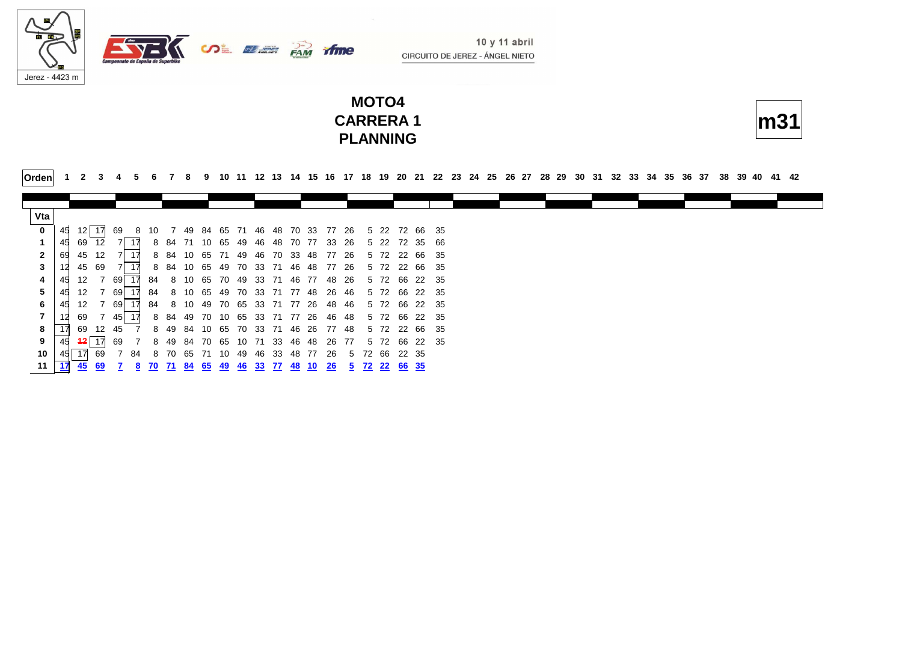Jerez - 4423 m

10 y 11 abril

CIRCUITO DE JEREZ - ÁNGEL NIETO

# MOTO4
# CARRERA 1
# PLANNING

**m31**

| Vta | 1 | 2 | 3 | 4 | 5 | 6 | 7 | 8 | 9 | 10 | 11 | 12 | 13 | 14 | 15 | 16 | 17 | 18 | 19 | 20 | 21 | 22 |
|---|---|---|---|---|---|---|---|---|---|---|---|---|---|---|---|---|---|---|---|---|---|---|
| **0** | 45 | 12 | 17 | 69 | 8 | 10 | 7 | 49 | 84 | 65 | 71 | 46 | 48 | 70 | 33 | 77 | 26 | 5 | 22 | 72 | 66 | 35 |
| **1** | 45 | 69 | 12 | 7 | 17 | 8 | 84 | 71 | 10 | 65 | 49 | 46 | 48 | 70 | 77 | 33 | 26 | 5 | 22 | 72 | 35 | 66 |
| **2** | 69 | 45 | 12 | 7 | 17 | 8 | 84 | 10 | 65 | 71 | 49 | 46 | 70 | 33 | 48 | 77 | 26 | 5 | 72 | 22 | 66 | 35 |
| **3** | 12 | 45 | 69 | 7 | 17 | 8 | 84 | 10 | 65 | 49 | 70 | 33 | 71 | 46 | 48 | 77 | 26 | 5 | 72 | 22 | 66 | 35 |
| **4** | 45 | 12 | 7 | 69 | 17 | 84 | 8 | 10 | 65 | 70 | 49 | 33 | 71 | 46 | 77 | 48 | 26 | 5 | 72 | 66 | 22 | 35 |
| **5** | 45 | 12 | 7 | 69 | 17 | 84 | 8 | 10 | 65 | 49 | 70 | 33 | 71 | 77 | 48 | 26 | 46 | 5 | 72 | 66 | 22 | 35 |
| **6** | 45 | 12 | 7 | 69 | 17 | 84 | 8 | 10 | 49 | 70 | 65 | 33 | 71 | 77 | 26 | 48 | 46 | 5 | 72 | 66 | 22 | 35 |
| **7** | 12 | 69 | 7 | 45 | 17 | 8 | 84 | 49 | 70 | 10 | 65 | 33 | 71 | 77 | 26 | 46 | 48 | 5 | 72 | 66 | 22 | 35 |
| **8** | 17 | 69 | 12 | 45 | 7 | 8 | 49 | 84 | 10 | 65 | 70 | 33 | 71 | 46 | 26 | 77 | 48 | 5 | 72 | 22 | 66 | 35 |
| **9** | 45 | ~~12~~ | 17 | 69 | 7 | 8 | 49 | 84 | 70 | 65 | 10 | 71 | 33 | 46 | 48 | 26 | 77 | 5 | 72 | 66 | 22 | 35 |
| **10** | 45 | 17 | 69 | 7 | 84 | 8 | 70 | 65 | 71 | 10 | 49 | 46 | 33 | 48 | 77 | 26 | 5 | 72 | 66 | 22 | 35 | |
| **11** | **17** | **45** | **69** | **7** | **8** | **70** | **71** | **84** | **65** | **49** | **46** | **33** | **77** | **48** | **10** | **26** | **5** | **72** | **22** | **66** | **35** | |